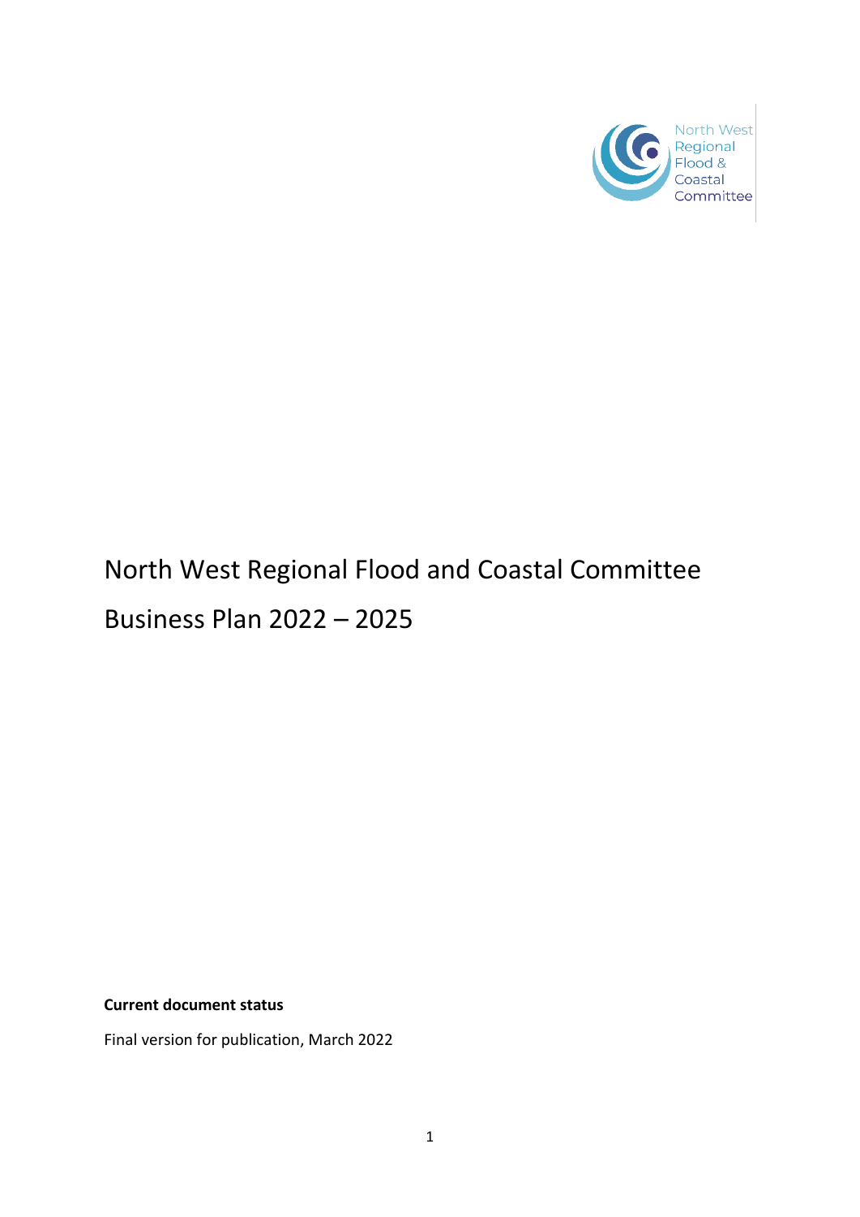North West Regional Flood & Coastal Committee

# North West Regional Flood and Coastal Committee

# Business Plan 2022 – 2025

**Current document status**

Final version for publication, March 2022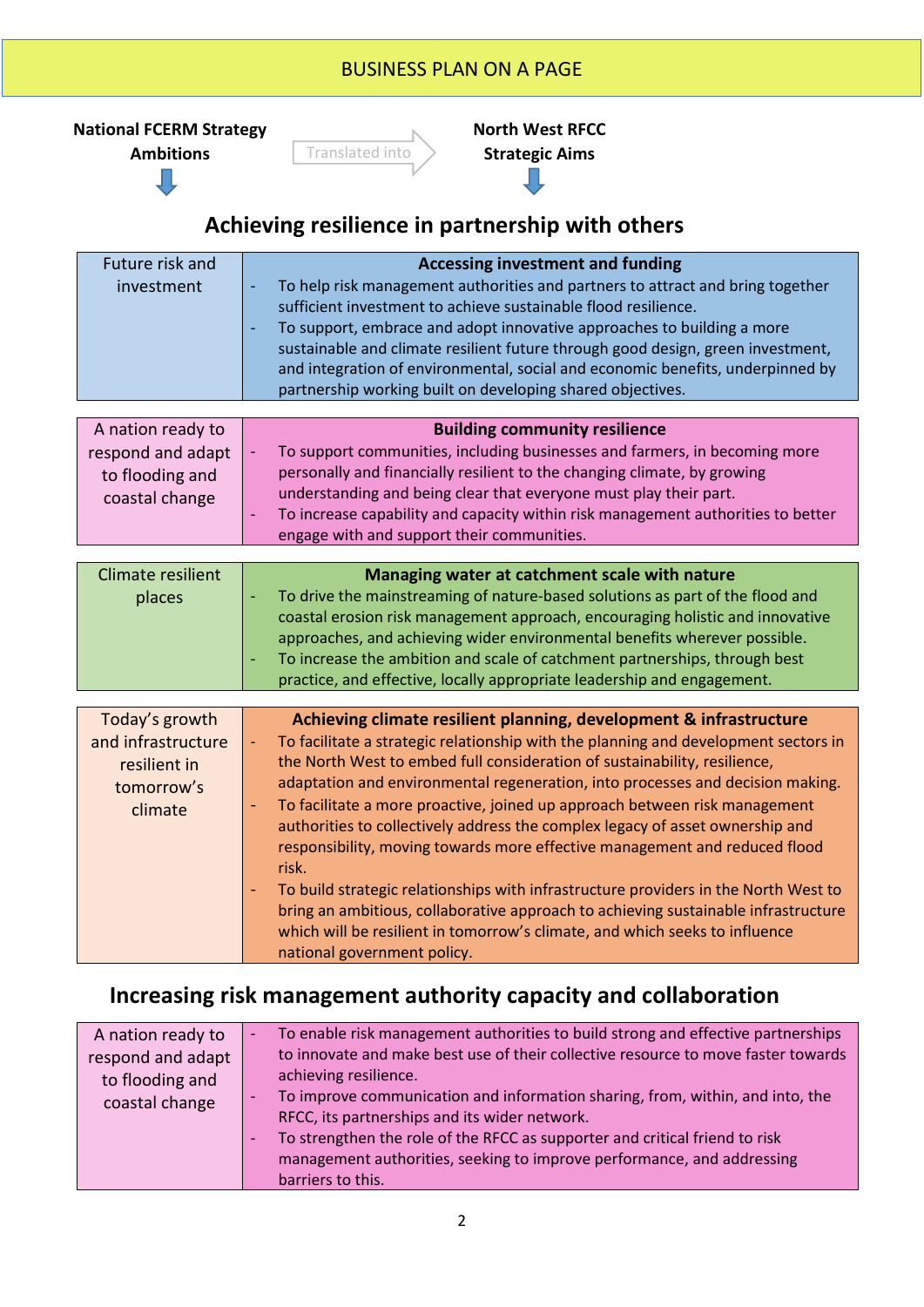# BUSINESS PLAN ON A PAGE

**National FCERM Strategy Ambitions** → Translated into → **North West RFCC Strategic Aims**

## Achieving resilience in partnership with others

| National FCERM Strategy Ambitions | North West RFCC Strategic Aims |
|---|---|
| Future risk and investment | **Accessing investment and funding**<br>- To help risk management authorities and partners to attract and bring together sufficient investment to achieve sustainable flood resilience.<br>- To support, embrace and adopt innovative approaches to building a more sustainable and climate resilient future through good design, green investment, and integration of environmental, social and economic benefits, underpinned by partnership working built on developing shared objectives. |
| A nation ready to respond and adapt to flooding and coastal change | **Building community resilience**<br>- To support communities, including businesses and farmers, in becoming more personally and financially resilient to the changing climate, by growing understanding and being clear that everyone must play their part.<br>- To increase capability and capacity within risk management authorities to better engage with and support their communities. |
| Climate resilient places | **Managing water at catchment scale with nature**<br>- To drive the mainstreaming of nature-based solutions as part of the flood and coastal erosion risk management approach, encouraging holistic and innovative approaches, and achieving wider environmental benefits wherever possible.<br>- To increase the ambition and scale of catchment partnerships, through best practice, and effective, locally appropriate leadership and engagement. |
| Today's growth and infrastructure resilient in tomorrow's climate | **Achieving climate resilient planning, development & infrastructure**<br>- To facilitate a strategic relationship with the planning and development sectors in the North West to embed full consideration of sustainability, resilience, adaptation and environmental regeneration, into processes and decision making.<br>- To facilitate a more proactive, joined up approach between risk management authorities to collectively address the complex legacy of asset ownership and responsibility, moving towards more effective management and reduced flood risk.<br>- To build strategic relationships with infrastructure providers in the North West to bring an ambitious, collaborative approach to achieving sustainable infrastructure which will be resilient in tomorrow's climate, and which seeks to influence national government policy. |

## Increasing risk management authority capacity and collaboration

| National FCERM Strategy Ambitions | North West RFCC Strategic Aims |
|---|---|
| A nation ready to respond and adapt to flooding and coastal change | - To enable risk management authorities to build strong and effective partnerships to innovate and make best use of their collective resource to move faster towards achieving resilience.<br>- To improve communication and information sharing, from, within, and into, the RFCC, its partnerships and its wider network.<br>- To strengthen the role of the RFCC as supporter and critical friend to risk management authorities, seeking to improve performance, and addressing barriers to this. |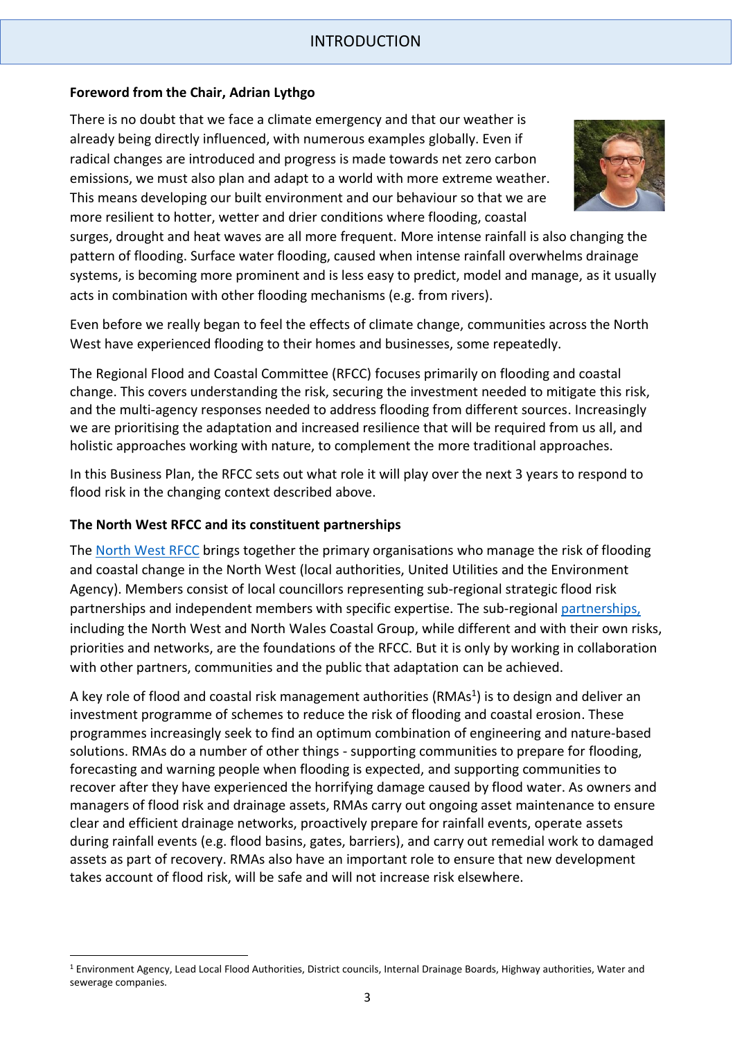# INTRODUCTION

**Foreword from the Chair, Adrian Lythgo**

There is no doubt that we face a climate emergency and that our weather is already being directly influenced, with numerous examples globally. Even if radical changes are introduced and progress is made towards net zero carbon emissions, we must also plan and adapt to a world with more extreme weather. This means developing our built environment and our behaviour so that we are more resilient to hotter, wetter and drier conditions where flooding, coastal surges, drought and heat waves are all more frequent. More intense rainfall is also changing the pattern of flooding. Surface water flooding, caused when intense rainfall overwhelms drainage systems, is becoming more prominent and is less easy to predict, model and manage, as it usually acts in combination with other flooding mechanisms (e.g. from rivers).

Even before we really began to feel the effects of climate change, communities across the North West have experienced flooding to their homes and businesses, some repeatedly.

The Regional Flood and Coastal Committee (RFCC) focuses primarily on flooding and coastal change. This covers understanding the risk, securing the investment needed to mitigate this risk, and the multi-agency responses needed to address flooding from different sources. Increasingly we are prioritising the adaptation and increased resilience that will be required from us all, and holistic approaches working with nature, to complement the more traditional approaches.

In this Business Plan, the RFCC sets out what role it will play over the next 3 years to respond to flood risk in the changing context described above.

**The North West RFCC and its constituent partnerships**

The North West RFCC brings together the primary organisations who manage the risk of flooding and coastal change in the North West (local authorities, United Utilities and the Environment Agency). Members consist of local councillors representing sub-regional strategic flood risk partnerships and independent members with specific expertise. The sub-regional partnerships, including the North West and North Wales Coastal Group, while different and with their own risks, priorities and networks, are the foundations of the RFCC. But it is only by working in collaboration with other partners, communities and the public that adaptation can be achieved.

A key role of flood and coastal risk management authorities (RMAs[1]) is to design and deliver an investment programme of schemes to reduce the risk of flooding and coastal erosion. These programmes increasingly seek to find an optimum combination of engineering and nature-based solutions. RMAs do a number of other things - supporting communities to prepare for flooding, forecasting and warning people when flooding is expected, and supporting communities to recover after they have experienced the horrifying damage caused by flood water. As owners and managers of flood risk and drainage assets, RMAs carry out ongoing asset maintenance to ensure clear and efficient drainage networks, proactively prepare for rainfall events, operate assets during rainfall events (e.g. flood basins, gates, barriers), and carry out remedial work to damaged assets as part of recovery. RMAs also have an important role to ensure that new development takes account of flood risk, will be safe and will not increase risk elsewhere.

[1] Environment Agency, Lead Local Flood Authorities, District councils, Internal Drainage Boards, Highway authorities, Water and sewerage companies.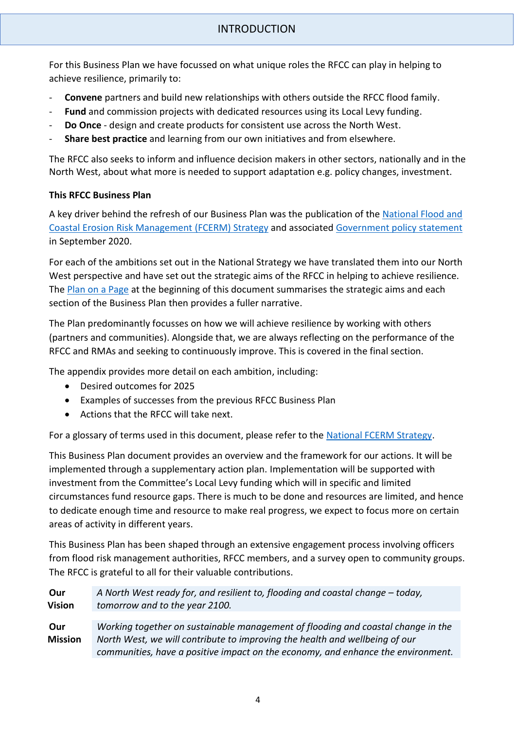# INTRODUCTION

For this Business Plan we have focussed on what unique roles the RFCC can play in helping to achieve resilience, primarily to:

- **Convene** partners and build new relationships with others outside the RFCC flood family.
- **Fund** and commission projects with dedicated resources using its Local Levy funding.
- **Do Once** - design and create products for consistent use across the North West.
- **Share best practice** and learning from our own initiatives and from elsewhere.

The RFCC also seeks to inform and influence decision makers in other sectors, nationally and in the North West, about what more is needed to support adaptation e.g. policy changes, investment.

**This RFCC Business Plan**

A key driver behind the refresh of our Business Plan was the publication of the National Flood and Coastal Erosion Risk Management (FCERM) Strategy and associated Government policy statement in September 2020.

For each of the ambitions set out in the National Strategy we have translated them into our North West perspective and have set out the strategic aims of the RFCC in helping to achieve resilience. The Plan on a Page at the beginning of this document summarises the strategic aims and each section of the Business Plan then provides a fuller narrative.

The Plan predominantly focusses on how we will achieve resilience by working with others (partners and communities). Alongside that, we are always reflecting on the performance of the RFCC and RMAs and seeking to continuously improve. This is covered in the final section.

The appendix provides more detail on each ambition, including:

- Desired outcomes for 2025
- Examples of successes from the previous RFCC Business Plan
- Actions that the RFCC will take next.

For a glossary of terms used in this document, please refer to the National FCERM Strategy.

This Business Plan document provides an overview and the framework for our actions. It will be implemented through a supplementary action plan. Implementation will be supported with investment from the Committee's Local Levy funding which will in specific and limited circumstances fund resource gaps. There is much to be done and resources are limited, and hence to dedicate enough time and resource to make real progress, we expect to focus more on certain areas of activity in different years.

This Business Plan has been shaped through an extensive engagement process involving officers from flood risk management authorities, RFCC members, and a survey open to community groups. The RFCC is grateful to all for their valuable contributions.

| | |
|---|---|
| **Our Vision** | *A North West ready for, and resilient to, flooding and coastal change – today, tomorrow and to the year 2100.* |
| **Our Mission** | *Working together on sustainable management of flooding and coastal change in the North West, we will contribute to improving the health and wellbeing of our communities, have a positive impact on the economy, and enhance the environment.* |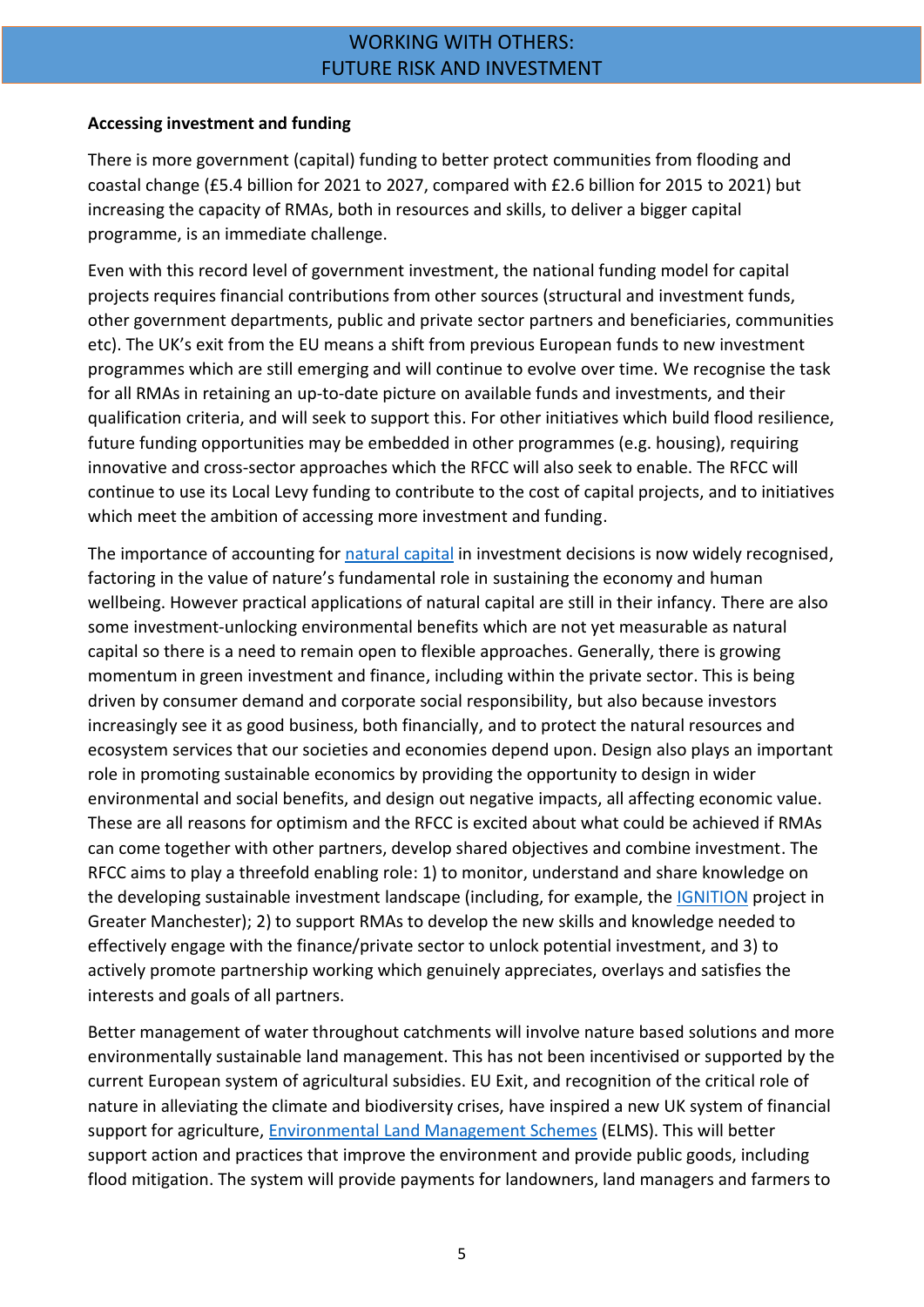# WORKING WITH OTHERS: FUTURE RISK AND INVESTMENT

**Accessing investment and funding**

There is more government (capital) funding to better protect communities from flooding and coastal change (£5.4 billion for 2021 to 2027, compared with £2.6 billion for 2015 to 2021) but increasing the capacity of RMAs, both in resources and skills, to deliver a bigger capital programme, is an immediate challenge.

Even with this record level of government investment, the national funding model for capital projects requires financial contributions from other sources (structural and investment funds, other government departments, public and private sector partners and beneficiaries, communities etc). The UK's exit from the EU means a shift from previous European funds to new investment programmes which are still emerging and will continue to evolve over time. We recognise the task for all RMAs in retaining an up-to-date picture on available funds and investments, and their qualification criteria, and will seek to support this. For other initiatives which build flood resilience, future funding opportunities may be embedded in other programmes (e.g. housing), requiring innovative and cross-sector approaches which the RFCC will also seek to enable. The RFCC will continue to use its Local Levy funding to contribute to the cost of capital projects, and to initiatives which meet the ambition of accessing more investment and funding.

The importance of accounting for natural capital in investment decisions is now widely recognised, factoring in the value of nature's fundamental role in sustaining the economy and human wellbeing. However practical applications of natural capital are still in their infancy. There are also some investment-unlocking environmental benefits which are not yet measurable as natural capital so there is a need to remain open to flexible approaches. Generally, there is growing momentum in green investment and finance, including within the private sector. This is being driven by consumer demand and corporate social responsibility, but also because investors increasingly see it as good business, both financially, and to protect the natural resources and ecosystem services that our societies and economies depend upon. Design also plays an important role in promoting sustainable economics by providing the opportunity to design in wider environmental and social benefits, and design out negative impacts, all affecting economic value. These are all reasons for optimism and the RFCC is excited about what could be achieved if RMAs can come together with other partners, develop shared objectives and combine investment. The RFCC aims to play a threefold enabling role: 1) to monitor, understand and share knowledge on the developing sustainable investment landscape (including, for example, the IGNITION project in Greater Manchester); 2) to support RMAs to develop the new skills and knowledge needed to effectively engage with the finance/private sector to unlock potential investment, and 3) to actively promote partnership working which genuinely appreciates, overlays and satisfies the interests and goals of all partners.

Better management of water throughout catchments will involve nature based solutions and more environmentally sustainable land management. This has not been incentivised or supported by the current European system of agricultural subsidies. EU Exit, and recognition of the critical role of nature in alleviating the climate and biodiversity crises, have inspired a new UK system of financial support for agriculture, Environmental Land Management Schemes (ELMS). This will better support action and practices that improve the environment and provide public goods, including flood mitigation. The system will provide payments for landowners, land managers and farmers to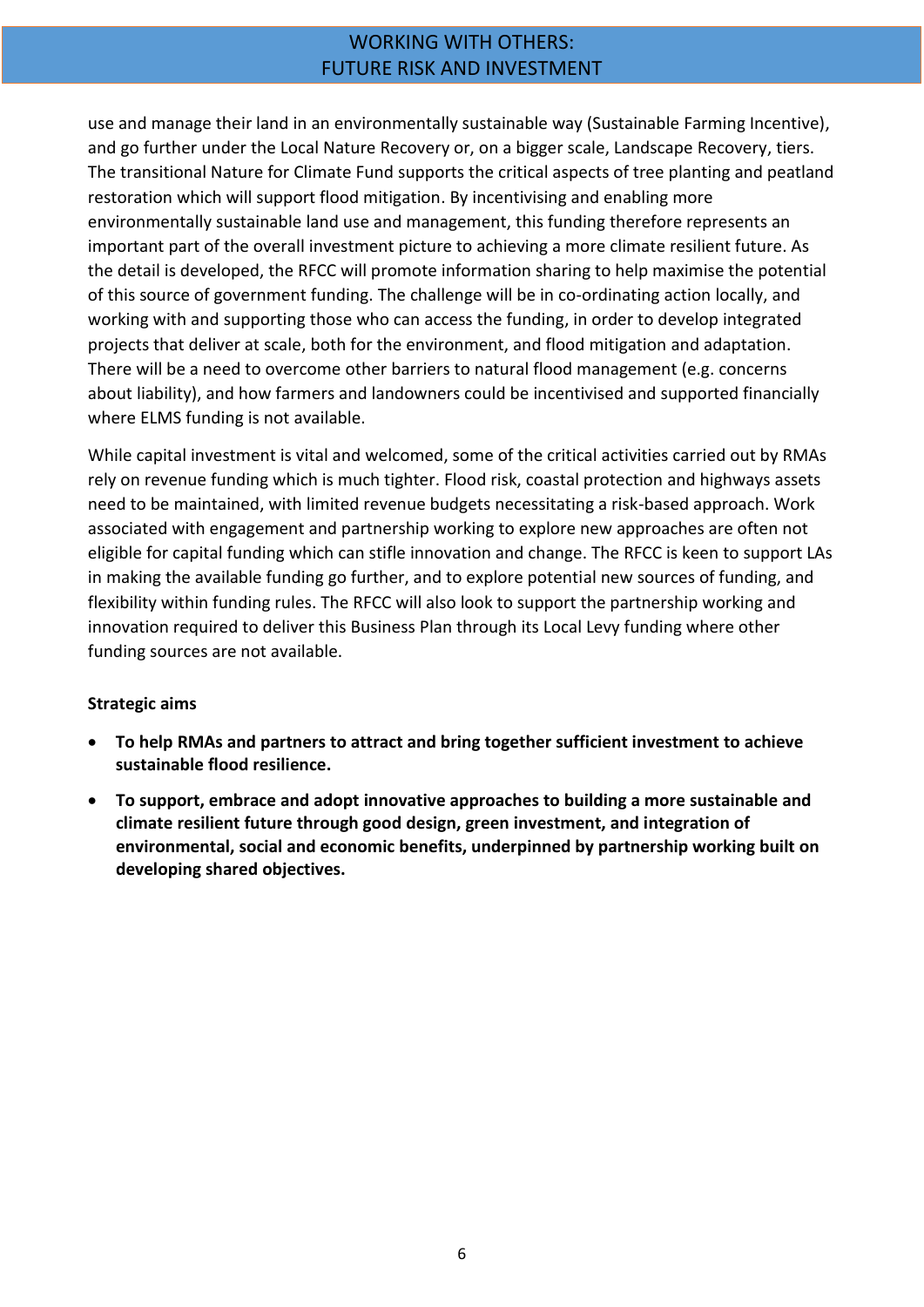use and manage their land in an environmentally sustainable way (Sustainable Farming Incentive), and go further under the Local Nature Recovery or, on a bigger scale, Landscape Recovery, tiers. The transitional Nature for Climate Fund supports the critical aspects of tree planting and peatland restoration which will support flood mitigation. By incentivising and enabling more environmentally sustainable land use and management, this funding therefore represents an important part of the overall investment picture to achieving a more climate resilient future. As the detail is developed, the RFCC will promote information sharing to help maximise the potential of this source of government funding. The challenge will be in co-ordinating action locally, and working with and supporting those who can access the funding, in order to develop integrated projects that deliver at scale, both for the environment, and flood mitigation and adaptation. There will be a need to overcome other barriers to natural flood management (e.g. concerns about liability), and how farmers and landowners could be incentivised and supported financially where ELMS funding is not available.

While capital investment is vital and welcomed, some of the critical activities carried out by RMAs rely on revenue funding which is much tighter. Flood risk, coastal protection and highways assets need to be maintained, with limited revenue budgets necessitating a risk-based approach. Work associated with engagement and partnership working to explore new approaches are often not eligible for capital funding which can stifle innovation and change. The RFCC is keen to support LAs in making the available funding go further, and to explore potential new sources of funding, and flexibility within funding rules. The RFCC will also look to support the partnership working and innovation required to deliver this Business Plan through its Local Levy funding where other funding sources are not available.

**Strategic aims**

- **To help RMAs and partners to attract and bring together sufficient investment to achieve sustainable flood resilience.**
- **To support, embrace and adopt innovative approaches to building a more sustainable and climate resilient future through good design, green investment, and integration of environmental, social and economic benefits, underpinned by partnership working built on developing shared objectives.**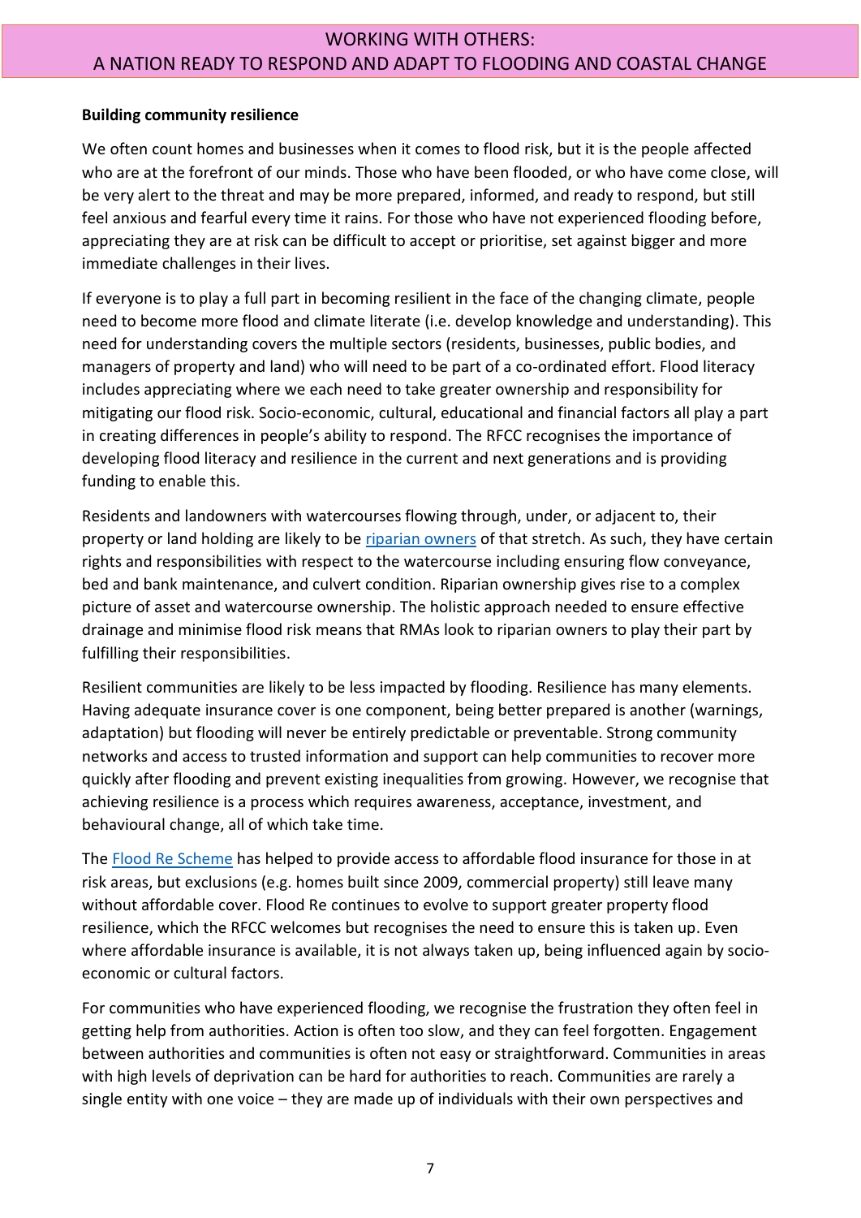# WORKING WITH OTHERS: A NATION READY TO RESPOND AND ADAPT TO FLOODING AND COASTAL CHANGE

**Building community resilience**

We often count homes and businesses when it comes to flood risk, but it is the people affected who are at the forefront of our minds. Those who have been flooded, or who have come close, will be very alert to the threat and may be more prepared, informed, and ready to respond, but still feel anxious and fearful every time it rains. For those who have not experienced flooding before, appreciating they are at risk can be difficult to accept or prioritise, set against bigger and more immediate challenges in their lives.

If everyone is to play a full part in becoming resilient in the face of the changing climate, people need to become more flood and climate literate (i.e. develop knowledge and understanding). This need for understanding covers the multiple sectors (residents, businesses, public bodies, and managers of property and land) who will need to be part of a co-ordinated effort. Flood literacy includes appreciating where we each need to take greater ownership and responsibility for mitigating our flood risk. Socio-economic, cultural, educational and financial factors all play a part in creating differences in people's ability to respond. The RFCC recognises the importance of developing flood literacy and resilience in the current and next generations and is providing funding to enable this.

Residents and landowners with watercourses flowing through, under, or adjacent to, their property or land holding are likely to be riparian owners of that stretch. As such, they have certain rights and responsibilities with respect to the watercourse including ensuring flow conveyance, bed and bank maintenance, and culvert condition. Riparian ownership gives rise to a complex picture of asset and watercourse ownership. The holistic approach needed to ensure effective drainage and minimise flood risk means that RMAs look to riparian owners to play their part by fulfilling their responsibilities.

Resilient communities are likely to be less impacted by flooding. Resilience has many elements. Having adequate insurance cover is one component, being better prepared is another (warnings, adaptation) but flooding will never be entirely predictable or preventable. Strong community networks and access to trusted information and support can help communities to recover more quickly after flooding and prevent existing inequalities from growing. However, we recognise that achieving resilience is a process which requires awareness, acceptance, investment, and behavioural change, all of which take time.

The Flood Re Scheme has helped to provide access to affordable flood insurance for those in at risk areas, but exclusions (e.g. homes built since 2009, commercial property) still leave many without affordable cover. Flood Re continues to evolve to support greater property flood resilience, which the RFCC welcomes but recognises the need to ensure this is taken up. Even where affordable insurance is available, it is not always taken up, being influenced again by socio-economic or cultural factors.

For communities who have experienced flooding, we recognise the frustration they often feel in getting help from authorities. Action is often too slow, and they can feel forgotten. Engagement between authorities and communities is often not easy or straightforward. Communities in areas with high levels of deprivation can be hard for authorities to reach. Communities are rarely a single entity with one voice – they are made up of individuals with their own perspectives and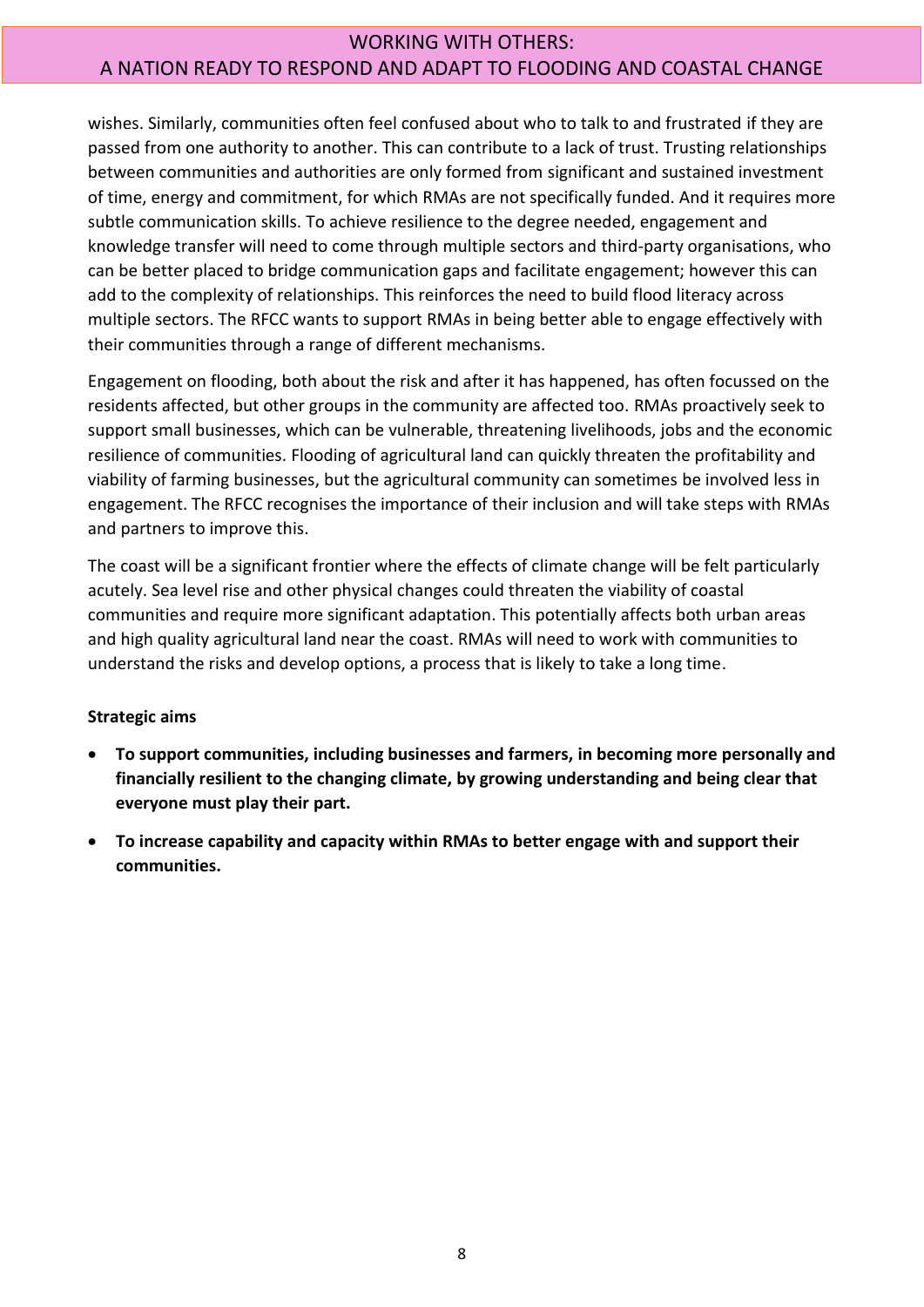wishes. Similarly, communities often feel confused about who to talk to and frustrated if they are passed from one authority to another. This can contribute to a lack of trust. Trusting relationships between communities and authorities are only formed from significant and sustained investment of time, energy and commitment, for which RMAs are not specifically funded. And it requires more subtle communication skills. To achieve resilience to the degree needed, engagement and knowledge transfer will need to come through multiple sectors and third-party organisations, who can be better placed to bridge communication gaps and facilitate engagement; however this can add to the complexity of relationships. This reinforces the need to build flood literacy across multiple sectors. The RFCC wants to support RMAs in being better able to engage effectively with their communities through a range of different mechanisms.

Engagement on flooding, both about the risk and after it has happened, has often focussed on the residents affected, but other groups in the community are affected too. RMAs proactively seek to support small businesses, which can be vulnerable, threatening livelihoods, jobs and the economic resilience of communities. Flooding of agricultural land can quickly threaten the profitability and viability of farming businesses, but the agricultural community can sometimes be involved less in engagement. The RFCC recognises the importance of their inclusion and will take steps with RMAs and partners to improve this.

The coast will be a significant frontier where the effects of climate change will be felt particularly acutely. Sea level rise and other physical changes could threaten the viability of coastal communities and require more significant adaptation. This potentially affects both urban areas and high quality agricultural land near the coast. RMAs will need to work with communities to understand the risks and develop options, a process that is likely to take a long time.

**Strategic aims**

- **To support communities, including businesses and farmers, in becoming more personally and financially resilient to the changing climate, by growing understanding and being clear that everyone must play their part.**
- **To increase capability and capacity within RMAs to better engage with and support their communities.**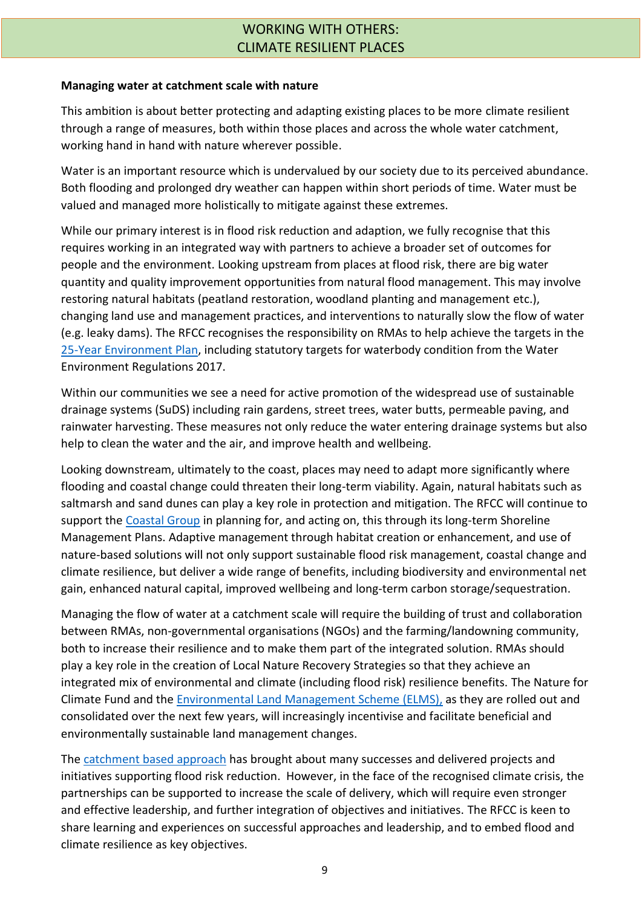# WORKING WITH OTHERS: CLIMATE RESILIENT PLACES

**Managing water at catchment scale with nature**

This ambition is about better protecting and adapting existing places to be more climate resilient through a range of measures, both within those places and across the whole water catchment, working hand in hand with nature wherever possible.

Water is an important resource which is undervalued by our society due to its perceived abundance. Both flooding and prolonged dry weather can happen within short periods of time. Water must be valued and managed more holistically to mitigate against these extremes.

While our primary interest is in flood risk reduction and adaption, we fully recognise that this requires working in an integrated way with partners to achieve a broader set of outcomes for people and the environment. Looking upstream from places at flood risk, there are big water quantity and quality improvement opportunities from natural flood management. This may involve restoring natural habitats (peatland restoration, woodland planting and management etc.), changing land use and management practices, and interventions to naturally slow the flow of water (e.g. leaky dams). The RFCC recognises the responsibility on RMAs to help achieve the targets in the 25-Year Environment Plan, including statutory targets for waterbody condition from the Water Environment Regulations 2017.

Within our communities we see a need for active promotion of the widespread use of sustainable drainage systems (SuDS) including rain gardens, street trees, water butts, permeable paving, and rainwater harvesting. These measures not only reduce the water entering drainage systems but also help to clean the water and the air, and improve health and wellbeing.

Looking downstream, ultimately to the coast, places may need to adapt more significantly where flooding and coastal change could threaten their long-term viability. Again, natural habitats such as saltmarsh and sand dunes can play a key role in protection and mitigation. The RFCC will continue to support the Coastal Group in planning for, and acting on, this through its long-term Shoreline Management Plans. Adaptive management through habitat creation or enhancement, and use of nature-based solutions will not only support sustainable flood risk management, coastal change and climate resilience, but deliver a wide range of benefits, including biodiversity and environmental net gain, enhanced natural capital, improved wellbeing and long-term carbon storage/sequestration.

Managing the flow of water at a catchment scale will require the building of trust and collaboration between RMAs, non-governmental organisations (NGOs) and the farming/landowning community, both to increase their resilience and to make them part of the integrated solution. RMAs should play a key role in the creation of Local Nature Recovery Strategies so that they achieve an integrated mix of environmental and climate (including flood risk) resilience benefits. The Nature for Climate Fund and the Environmental Land Management Scheme (ELMS), as they are rolled out and consolidated over the next few years, will increasingly incentivise and facilitate beneficial and environmentally sustainable land management changes.

The catchment based approach has brought about many successes and delivered projects and initiatives supporting flood risk reduction. However, in the face of the recognised climate crisis, the partnerships can be supported to increase the scale of delivery, which will require even stronger and effective leadership, and further integration of objectives and initiatives. The RFCC is keen to share learning and experiences on successful approaches and leadership, and to embed flood and climate resilience as key objectives.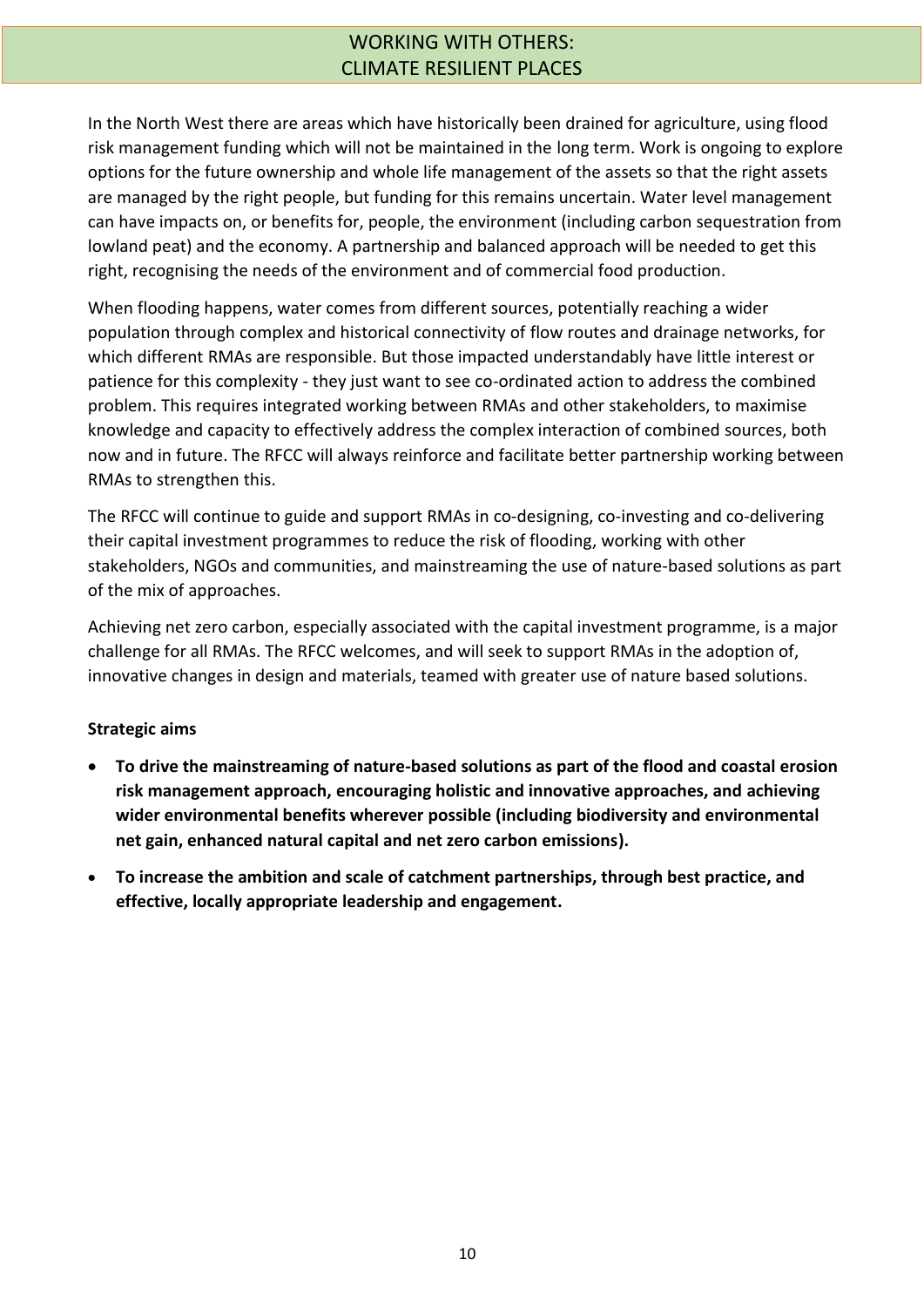# WORKING WITH OTHERS: CLIMATE RESILIENT PLACES

In the North West there are areas which have historically been drained for agriculture, using flood risk management funding which will not be maintained in the long term. Work is ongoing to explore options for the future ownership and whole life management of the assets so that the right assets are managed by the right people, but funding for this remains uncertain. Water level management can have impacts on, or benefits for, people, the environment (including carbon sequestration from lowland peat) and the economy. A partnership and balanced approach will be needed to get this right, recognising the needs of the environment and of commercial food production.

When flooding happens, water comes from different sources, potentially reaching a wider population through complex and historical connectivity of flow routes and drainage networks, for which different RMAs are responsible. But those impacted understandably have little interest or patience for this complexity - they just want to see co-ordinated action to address the combined problem. This requires integrated working between RMAs and other stakeholders, to maximise knowledge and capacity to effectively address the complex interaction of combined sources, both now and in future. The RFCC will always reinforce and facilitate better partnership working between RMAs to strengthen this.

The RFCC will continue to guide and support RMAs in co-designing, co-investing and co-delivering their capital investment programmes to reduce the risk of flooding, working with other stakeholders, NGOs and communities, and mainstreaming the use of nature-based solutions as part of the mix of approaches.

Achieving net zero carbon, especially associated with the capital investment programme, is a major challenge for all RMAs. The RFCC welcomes, and will seek to support RMAs in the adoption of, innovative changes in design and materials, teamed with greater use of nature based solutions.

**Strategic aims**

- **To drive the mainstreaming of nature-based solutions as part of the flood and coastal erosion risk management approach, encouraging holistic and innovative approaches, and achieving wider environmental benefits wherever possible (including biodiversity and environmental net gain, enhanced natural capital and net zero carbon emissions).**
- **To increase the ambition and scale of catchment partnerships, through best practice, and effective, locally appropriate leadership and engagement.**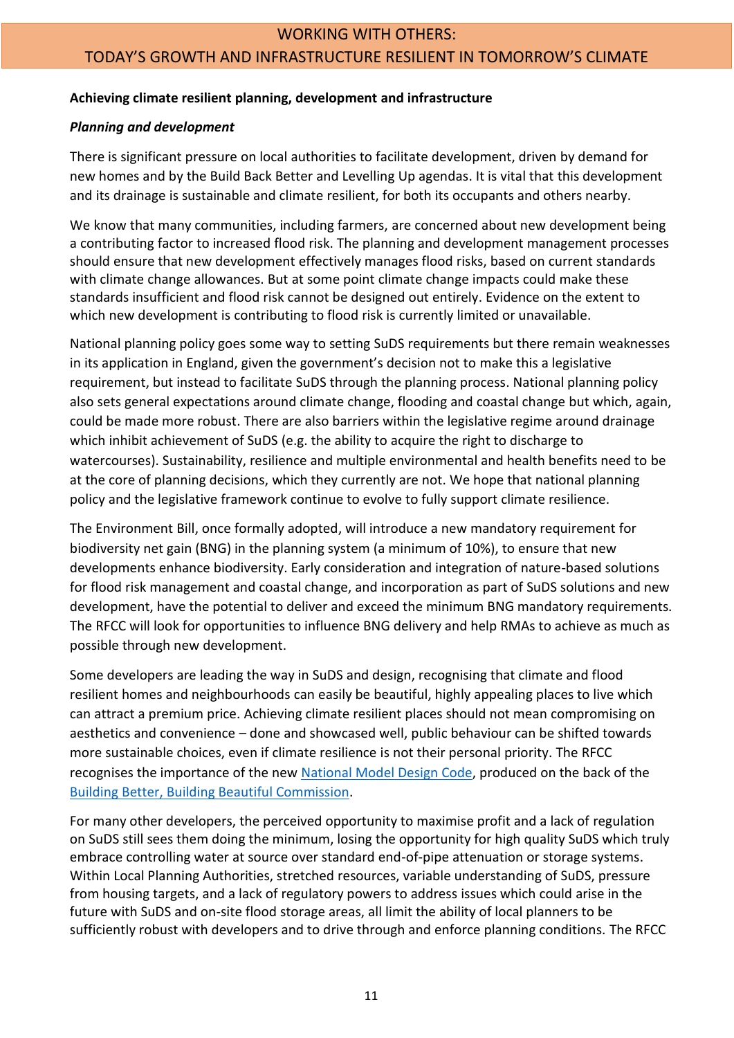## WORKING WITH OTHERS: TODAY'S GROWTH AND INFRASTRUCTURE RESILIENT IN TOMORROW'S CLIMATE

**Achieving climate resilient planning, development and infrastructure**

***Planning and development***

There is significant pressure on local authorities to facilitate development, driven by demand for new homes and by the Build Back Better and Levelling Up agendas. It is vital that this development and its drainage is sustainable and climate resilient, for both its occupants and others nearby.

We know that many communities, including farmers, are concerned about new development being a contributing factor to increased flood risk. The planning and development management processes should ensure that new development effectively manages flood risks, based on current standards with climate change allowances. But at some point climate change impacts could make these standards insufficient and flood risk cannot be designed out entirely. Evidence on the extent to which new development is contributing to flood risk is currently limited or unavailable.

National planning policy goes some way to setting SuDS requirements but there remain weaknesses in its application in England, given the government's decision not to make this a legislative requirement, but instead to facilitate SuDS through the planning process. National planning policy also sets general expectations around climate change, flooding and coastal change but which, again, could be made more robust. There are also barriers within the legislative regime around drainage which inhibit achievement of SuDS (e.g. the ability to acquire the right to discharge to watercourses). Sustainability, resilience and multiple environmental and health benefits need to be at the core of planning decisions, which they currently are not. We hope that national planning policy and the legislative framework continue to evolve to fully support climate resilience.

The Environment Bill, once formally adopted, will introduce a new mandatory requirement for biodiversity net gain (BNG) in the planning system (a minimum of 10%), to ensure that new developments enhance biodiversity. Early consideration and integration of nature-based solutions for flood risk management and coastal change, and incorporation as part of SuDS solutions and new development, have the potential to deliver and exceed the minimum BNG mandatory requirements. The RFCC will look for opportunities to influence BNG delivery and help RMAs to achieve as much as possible through new development.

Some developers are leading the way in SuDS and design, recognising that climate and flood resilient homes and neighbourhoods can easily be beautiful, highly appealing places to live which can attract a premium price. Achieving climate resilient places should not mean compromising on aesthetics and convenience – done and showcased well, public behaviour can be shifted towards more sustainable choices, even if climate resilience is not their personal priority. The RFCC recognises the importance of the new National Model Design Code, produced on the back of the Building Better, Building Beautiful Commission.

For many other developers, the perceived opportunity to maximise profit and a lack of regulation on SuDS still sees them doing the minimum, losing the opportunity for high quality SuDS which truly embrace controlling water at source over standard end-of-pipe attenuation or storage systems. Within Local Planning Authorities, stretched resources, variable understanding of SuDS, pressure from housing targets, and a lack of regulatory powers to address issues which could arise in the future with SuDS and on-site flood storage areas, all limit the ability of local planners to be sufficiently robust with developers and to drive through and enforce planning conditions. The RFCC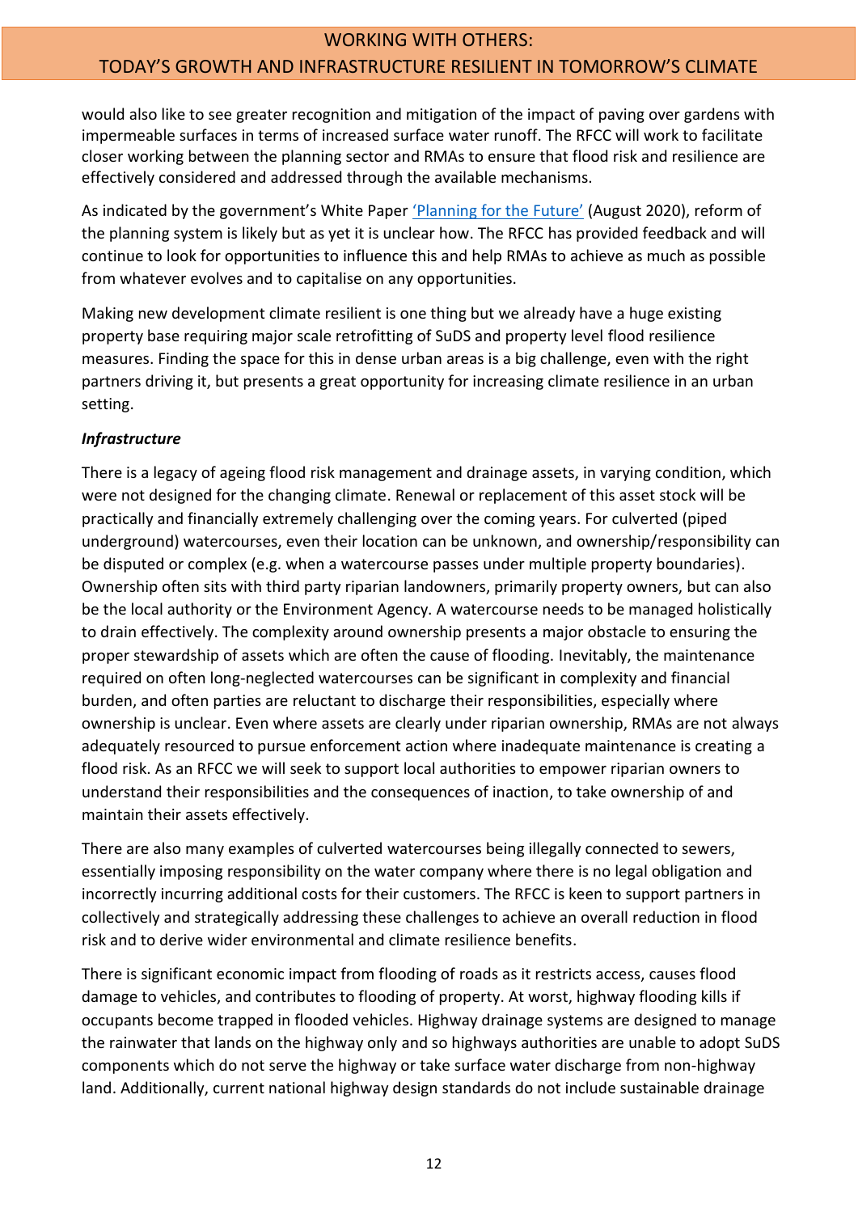would also like to see greater recognition and mitigation of the impact of paving over gardens with impermeable surfaces in terms of increased surface water runoff. The RFCC will work to facilitate closer working between the planning sector and RMAs to ensure that flood risk and resilience are effectively considered and addressed through the available mechanisms.

As indicated by the government's White Paper 'Planning for the Future' (August 2020), reform of the planning system is likely but as yet it is unclear how. The RFCC has provided feedback and will continue to look for opportunities to influence this and help RMAs to achieve as much as possible from whatever evolves and to capitalise on any opportunities.

Making new development climate resilient is one thing but we already have a huge existing property base requiring major scale retrofitting of SuDS and property level flood resilience measures. Finding the space for this in dense urban areas is a big challenge, even with the right partners driving it, but presents a great opportunity for increasing climate resilience in an urban setting.

***Infrastructure***

There is a legacy of ageing flood risk management and drainage assets, in varying condition, which were not designed for the changing climate. Renewal or replacement of this asset stock will be practically and financially extremely challenging over the coming years. For culverted (piped underground) watercourses, even their location can be unknown, and ownership/responsibility can be disputed or complex (e.g. when a watercourse passes under multiple property boundaries). Ownership often sits with third party riparian landowners, primarily property owners, but can also be the local authority or the Environment Agency. A watercourse needs to be managed holistically to drain effectively. The complexity around ownership presents a major obstacle to ensuring the proper stewardship of assets which are often the cause of flooding. Inevitably, the maintenance required on often long-neglected watercourses can be significant in complexity and financial burden, and often parties are reluctant to discharge their responsibilities, especially where ownership is unclear. Even where assets are clearly under riparian ownership, RMAs are not always adequately resourced to pursue enforcement action where inadequate maintenance is creating a flood risk. As an RFCC we will seek to support local authorities to empower riparian owners to understand their responsibilities and the consequences of inaction, to take ownership of and maintain their assets effectively.

There are also many examples of culverted watercourses being illegally connected to sewers, essentially imposing responsibility on the water company where there is no legal obligation and incorrectly incurring additional costs for their customers. The RFCC is keen to support partners in collectively and strategically addressing these challenges to achieve an overall reduction in flood risk and to derive wider environmental and climate resilience benefits.

There is significant economic impact from flooding of roads as it restricts access, causes flood damage to vehicles, and contributes to flooding of property. At worst, highway flooding kills if occupants become trapped in flooded vehicles. Highway drainage systems are designed to manage the rainwater that lands on the highway only and so highways authorities are unable to adopt SuDS components which do not serve the highway or take surface water discharge from non-highway land. Additionally, current national highway design standards do not include sustainable drainage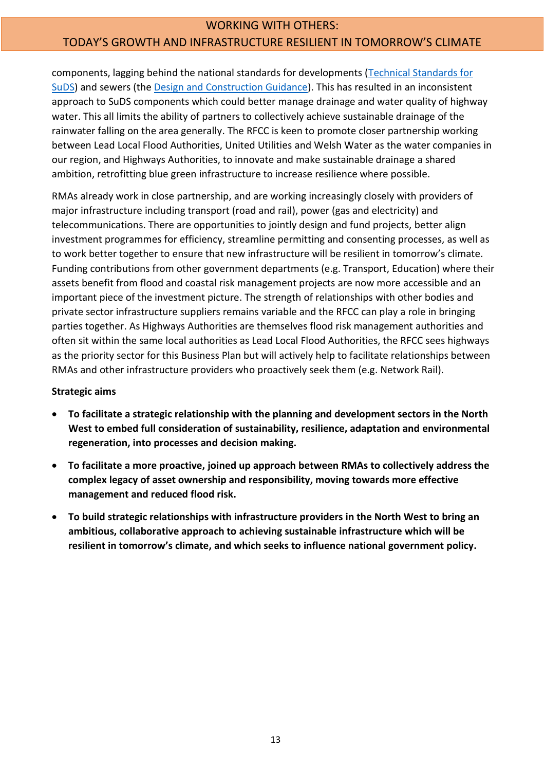components, lagging behind the national standards for developments ([Technical Standards for SuDS]) and sewers (the [Design and Construction Guidance]). This has resulted in an inconsistent approach to SuDS components which could better manage drainage and water quality of highway water. This all limits the ability of partners to collectively achieve sustainable drainage of the rainwater falling on the area generally. The RFCC is keen to promote closer partnership working between Lead Local Flood Authorities, United Utilities and Welsh Water as the water companies in our region, and Highways Authorities, to innovate and make sustainable drainage a shared ambition, retrofitting blue green infrastructure to increase resilience where possible.

RMAs already work in close partnership, and are working increasingly closely with providers of major infrastructure including transport (road and rail), power (gas and electricity) and telecommunications. There are opportunities to jointly design and fund projects, better align investment programmes for efficiency, streamline permitting and consenting processes, as well as to work better together to ensure that new infrastructure will be resilient in tomorrow's climate. Funding contributions from other government departments (e.g. Transport, Education) where their assets benefit from flood and coastal risk management projects are now more accessible and an important piece of the investment picture. The strength of relationships with other bodies and private sector infrastructure suppliers remains variable and the RFCC can play a role in bringing parties together. As Highways Authorities are themselves flood risk management authorities and often sit within the same local authorities as Lead Local Flood Authorities, the RFCC sees highways as the priority sector for this Business Plan but will actively help to facilitate relationships between RMAs and other infrastructure providers who proactively seek them (e.g. Network Rail).

**Strategic aims**

- **To facilitate a strategic relationship with the planning and development sectors in the North West to embed full consideration of sustainability, resilience, adaptation and environmental regeneration, into processes and decision making.**
- **To facilitate a more proactive, joined up approach between RMAs to collectively address the complex legacy of asset ownership and responsibility, moving towards more effective management and reduced flood risk.**
- **To build strategic relationships with infrastructure providers in the North West to bring an ambitious, collaborative approach to achieving sustainable infrastructure which will be resilient in tomorrow's climate, and which seeks to influence national government policy.**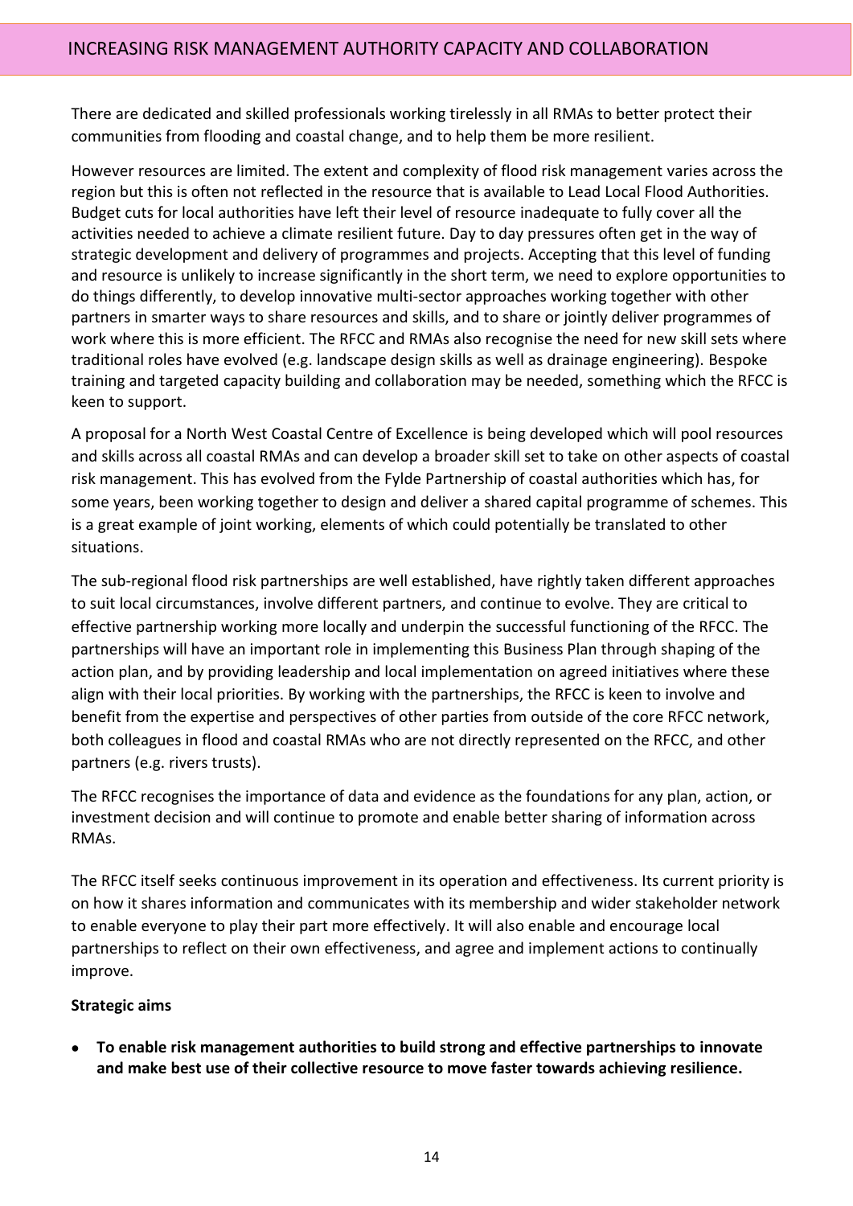# INCREASING RISK MANAGEMENT AUTHORITY CAPACITY AND COLLABORATION

There are dedicated and skilled professionals working tirelessly in all RMAs to better protect their communities from flooding and coastal change, and to help them be more resilient.

However resources are limited. The extent and complexity of flood risk management varies across the region but this is often not reflected in the resource that is available to Lead Local Flood Authorities. Budget cuts for local authorities have left their level of resource inadequate to fully cover all the activities needed to achieve a climate resilient future. Day to day pressures often get in the way of strategic development and delivery of programmes and projects. Accepting that this level of funding and resource is unlikely to increase significantly in the short term, we need to explore opportunities to do things differently, to develop innovative multi-sector approaches working together with other partners in smarter ways to share resources and skills, and to share or jointly deliver programmes of work where this is more efficient. The RFCC and RMAs also recognise the need for new skill sets where traditional roles have evolved (e.g. landscape design skills as well as drainage engineering). Bespoke training and targeted capacity building and collaboration may be needed, something which the RFCC is keen to support.

A proposal for a North West Coastal Centre of Excellence is being developed which will pool resources and skills across all coastal RMAs and can develop a broader skill set to take on other aspects of coastal risk management. This has evolved from the Fylde Partnership of coastal authorities which has, for some years, been working together to design and deliver a shared capital programme of schemes. This is a great example of joint working, elements of which could potentially be translated to other situations.

The sub-regional flood risk partnerships are well established, have rightly taken different approaches to suit local circumstances, involve different partners, and continue to evolve. They are critical to effective partnership working more locally and underpin the successful functioning of the RFCC. The partnerships will have an important role in implementing this Business Plan through shaping of the action plan, and by providing leadership and local implementation on agreed initiatives where these align with their local priorities. By working with the partnerships, the RFCC is keen to involve and benefit from the expertise and perspectives of other parties from outside of the core RFCC network, both colleagues in flood and coastal RMAs who are not directly represented on the RFCC, and other partners (e.g. rivers trusts).

The RFCC recognises the importance of data and evidence as the foundations for any plan, action, or investment decision and will continue to promote and enable better sharing of information across RMAs.

The RFCC itself seeks continuous improvement in its operation and effectiveness. Its current priority is on how it shares information and communicates with its membership and wider stakeholder network to enable everyone to play their part more effectively. It will also enable and encourage local partnerships to reflect on their own effectiveness, and agree and implement actions to continually improve.

**Strategic aims**

- **To enable risk management authorities to build strong and effective partnerships to innovate and make best use of their collective resource to move faster towards achieving resilience.**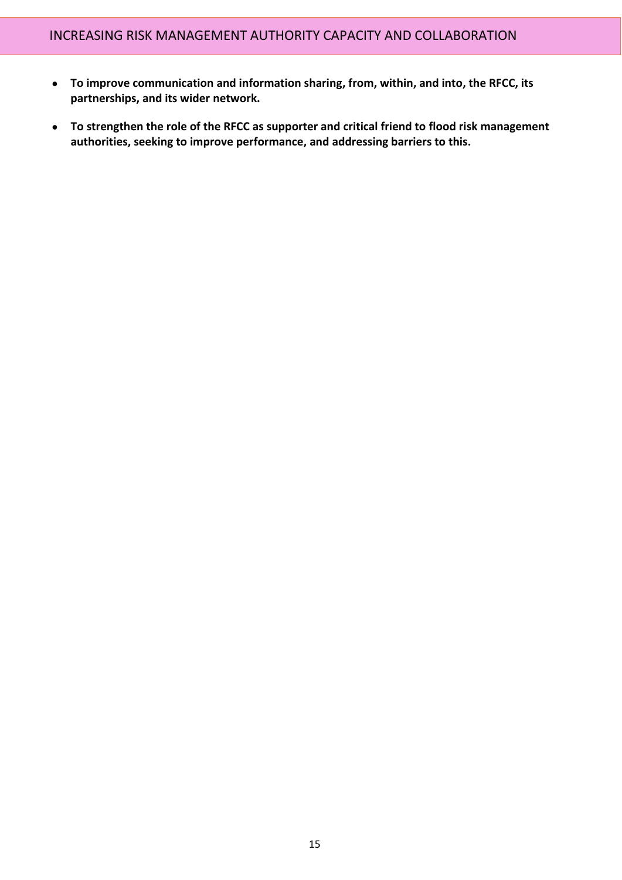## INCREASING RISK MANAGEMENT AUTHORITY CAPACITY AND COLLABORATION

- **To improve communication and information sharing, from, within, and into, the RFCC, its partnerships, and its wider network.**
- **To strengthen the role of the RFCC as supporter and critical friend to flood risk management authorities, seeking to improve performance, and addressing barriers to this.**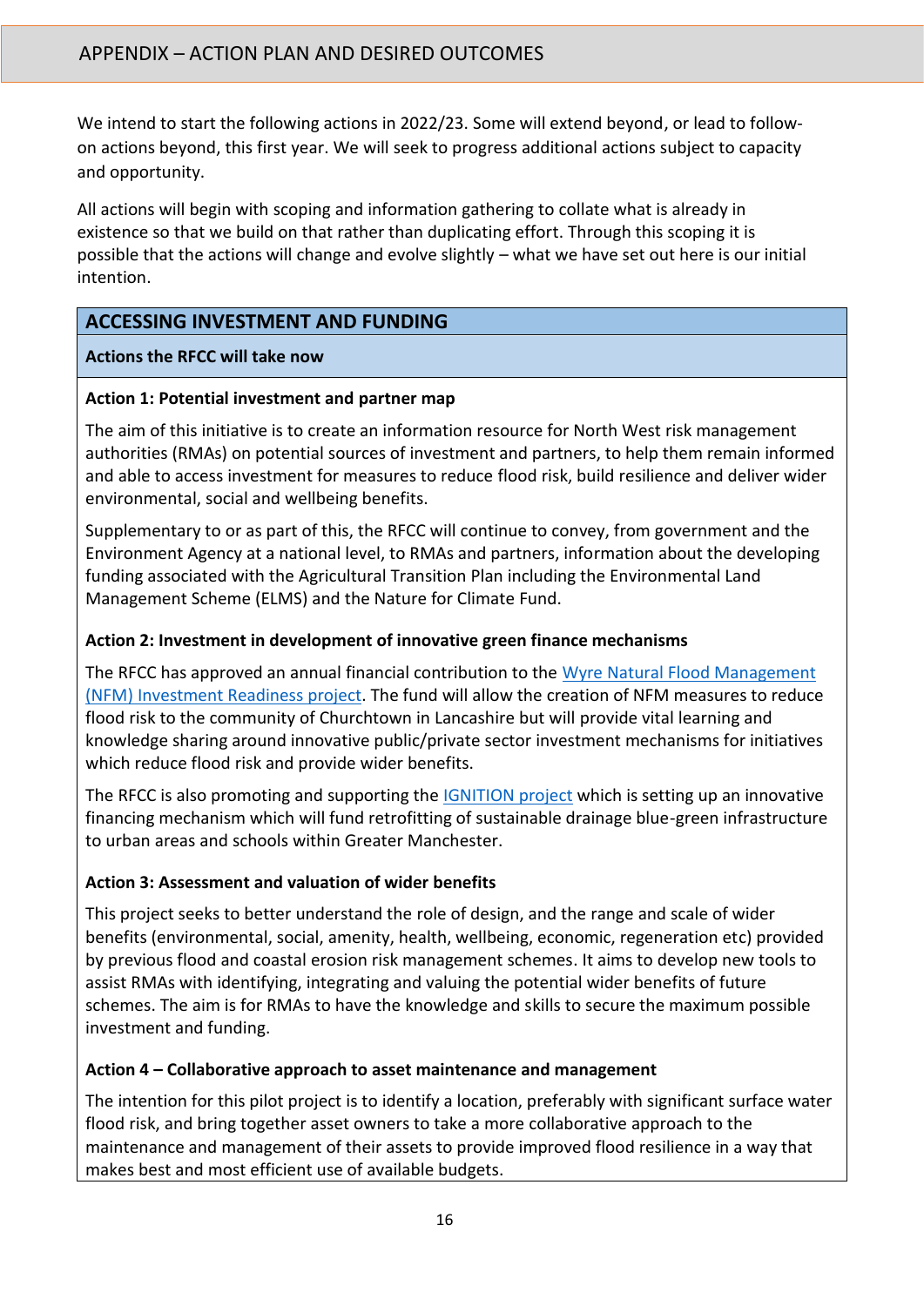## APPENDIX – ACTION PLAN AND DESIRED OUTCOMES

We intend to start the following actions in 2022/23. Some will extend beyond, or lead to follow-on actions beyond, this first year. We will seek to progress additional actions subject to capacity and opportunity.

All actions will begin with scoping and information gathering to collate what is already in existence so that we build on that rather than duplicating effort. Through this scoping it is possible that the actions will change and evolve slightly – what we have set out here is our initial intention.

### ACCESSING INVESTMENT AND FUNDING

**Actions the RFCC will take now**

**Action 1: Potential investment and partner map**

The aim of this initiative is to create an information resource for North West risk management authorities (RMAs) on potential sources of investment and partners, to help them remain informed and able to access investment for measures to reduce flood risk, build resilience and deliver wider environmental, social and wellbeing benefits.

Supplementary to or as part of this, the RFCC will continue to convey, from government and the Environment Agency at a national level, to RMAs and partners, information about the developing funding associated with the Agricultural Transition Plan including the Environmental Land Management Scheme (ELMS) and the Nature for Climate Fund.

**Action 2: Investment in development of innovative green finance mechanisms**

The RFCC has approved an annual financial contribution to the Wyre Natural Flood Management (NFM) Investment Readiness project. The fund will allow the creation of NFM measures to reduce flood risk to the community of Churchtown in Lancashire but will provide vital learning and knowledge sharing around innovative public/private sector investment mechanisms for initiatives which reduce flood risk and provide wider benefits.

The RFCC is also promoting and supporting the IGNITION project which is setting up an innovative financing mechanism which will fund retrofitting of sustainable drainage blue-green infrastructure to urban areas and schools within Greater Manchester.

**Action 3: Assessment and valuation of wider benefits**

This project seeks to better understand the role of design, and the range and scale of wider benefits (environmental, social, amenity, health, wellbeing, economic, regeneration etc) provided by previous flood and coastal erosion risk management schemes. It aims to develop new tools to assist RMAs with identifying, integrating and valuing the potential wider benefits of future schemes. The aim is for RMAs to have the knowledge and skills to secure the maximum possible investment and funding.

**Action 4 – Collaborative approach to asset maintenance and management**

The intention for this pilot project is to identify a location, preferably with significant surface water flood risk, and bring together asset owners to take a more collaborative approach to the maintenance and management of their assets to provide improved flood resilience in a way that makes best and most efficient use of available budgets.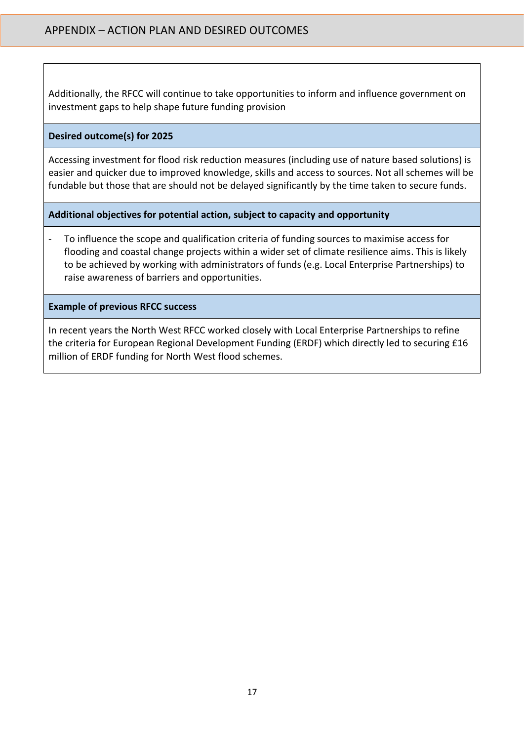Additionally, the RFCC will continue to take opportunities to inform and influence government on investment gaps to help shape future funding provision

**Desired outcome(s) for 2025**

Accessing investment for flood risk reduction measures (including use of nature based solutions) is easier and quicker due to improved knowledge, skills and access to sources. Not all schemes will be fundable but those that are should not be delayed significantly by the time taken to secure funds.

**Additional objectives for potential action, subject to capacity and opportunity**

- To influence the scope and qualification criteria of funding sources to maximise access for flooding and coastal change projects within a wider set of climate resilience aims. This is likely to be achieved by working with administrators of funds (e.g. Local Enterprise Partnerships) to raise awareness of barriers and opportunities.

**Example of previous RFCC success**

In recent years the North West RFCC worked closely with Local Enterprise Partnerships to refine the criteria for European Regional Development Funding (ERDF) which directly led to securing £16 million of ERDF funding for North West flood schemes.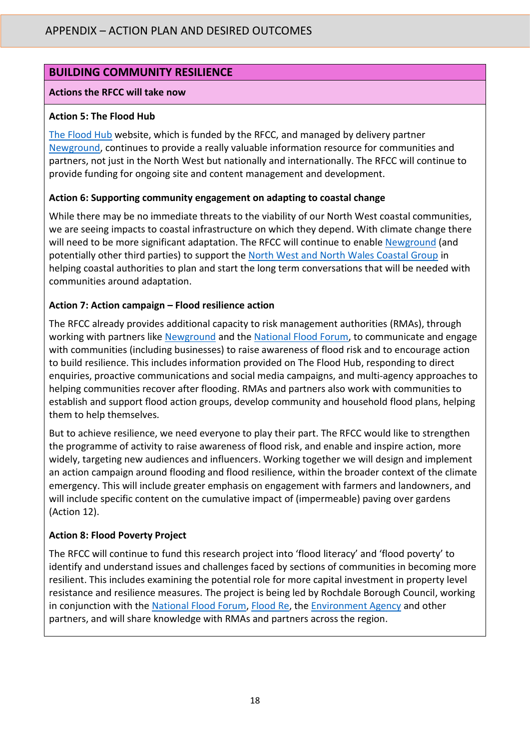# APPENDIX – ACTION PLAN AND DESIRED OUTCOMES

## BUILDING COMMUNITY RESILIENCE

### Actions the RFCC will take now

**Action 5: The Flood Hub**

The Flood Hub website, which is funded by the RFCC, and managed by delivery partner Newground, continues to provide a really valuable information resource for communities and partners, not just in the North West but nationally and internationally. The RFCC will continue to provide funding for ongoing site and content management and development.

**Action 6: Supporting community engagement on adapting to coastal change**

While there may be no immediate threats to the viability of our North West coastal communities, we are seeing impacts to coastal infrastructure on which they depend. With climate change there will need to be more significant adaptation. The RFCC will continue to enable Newground (and potentially other third parties) to support the North West and North Wales Coastal Group in helping coastal authorities to plan and start the long term conversations that will be needed with communities around adaptation.

**Action 7: Action campaign – Flood resilience action**

The RFCC already provides additional capacity to risk management authorities (RMAs), through working with partners like Newground and the National Flood Forum, to communicate and engage with communities (including businesses) to raise awareness of flood risk and to encourage action to build resilience. This includes information provided on The Flood Hub, responding to direct enquiries, proactive communications and social media campaigns, and multi-agency approaches to helping communities recover after flooding. RMAs and partners also work with communities to establish and support flood action groups, develop community and household flood plans, helping them to help themselves.

But to achieve resilience, we need everyone to play their part. The RFCC would like to strengthen the programme of activity to raise awareness of flood risk, and enable and inspire action, more widely, targeting new audiences and influencers. Working together we will design and implement an action campaign around flooding and flood resilience, within the broader context of the climate emergency. This will include greater emphasis on engagement with farmers and landowners, and will include specific content on the cumulative impact of (impermeable) paving over gardens (Action 12).

**Action 8: Flood Poverty Project**

The RFCC will continue to fund this research project into 'flood literacy' and 'flood poverty' to identify and understand issues and challenges faced by sections of communities in becoming more resilient. This includes examining the potential role for more capital investment in property level resistance and resilience measures. The project is being led by Rochdale Borough Council, working in conjunction with the National Flood Forum, Flood Re, the Environment Agency and other partners, and will share knowledge with RMAs and partners across the region.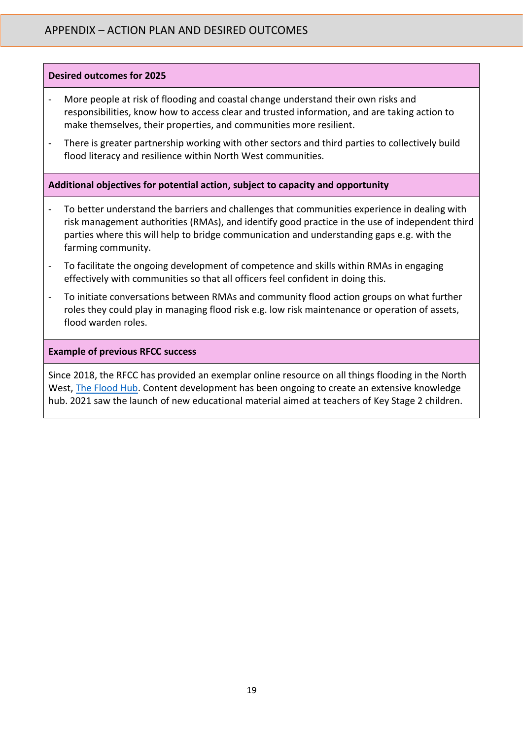## APPENDIX – ACTION PLAN AND DESIRED OUTCOMES

**Desired outcomes for 2025**

- More people at risk of flooding and coastal change understand their own risks and responsibilities, know how to access clear and trusted information, and are taking action to make themselves, their properties, and communities more resilient.
- There is greater partnership working with other sectors and third parties to collectively build flood literacy and resilience within North West communities.

**Additional objectives for potential action, subject to capacity and opportunity**

- To better understand the barriers and challenges that communities experience in dealing with risk management authorities (RMAs), and identify good practice in the use of independent third parties where this will help to bridge communication and understanding gaps e.g. with the farming community.
- To facilitate the ongoing development of competence and skills within RMAs in engaging effectively with communities so that all officers feel confident in doing this.
- To initiate conversations between RMAs and community flood action groups on what further roles they could play in managing flood risk e.g. low risk maintenance or operation of assets, flood warden roles.

**Example of previous RFCC success**

Since 2018, the RFCC has provided an exemplar online resource on all things flooding in the North West, The Flood Hub. Content development has been ongoing to create an extensive knowledge hub. 2021 saw the launch of new educational material aimed at teachers of Key Stage 2 children.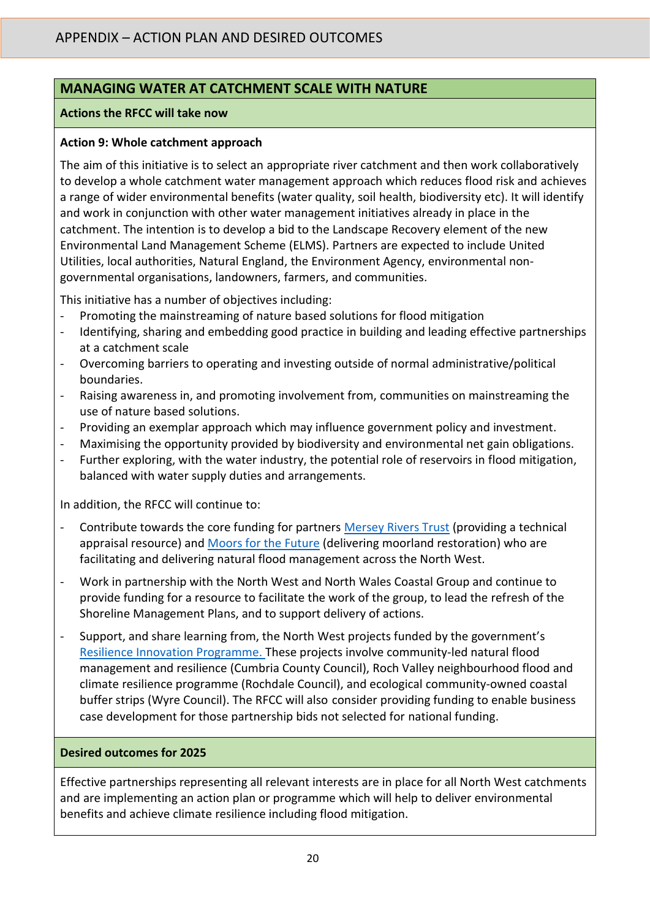# APPENDIX – ACTION PLAN AND DESIRED OUTCOMES

## MANAGING WATER AT CATCHMENT SCALE WITH NATURE

**Actions the RFCC will take now**

### Action 9: Whole catchment approach

The aim of this initiative is to select an appropriate river catchment and then work collaboratively to develop a whole catchment water management approach which reduces flood risk and achieves a range of wider environmental benefits (water quality, soil health, biodiversity etc). It will identify and work in conjunction with other water management initiatives already in place in the catchment. The intention is to develop a bid to the Landscape Recovery element of the new Environmental Land Management Scheme (ELMS). Partners are expected to include United Utilities, local authorities, Natural England, the Environment Agency, environmental non-governmental organisations, landowners, farmers, and communities.

This initiative has a number of objectives including:

- Promoting the mainstreaming of nature based solutions for flood mitigation
- Identifying, sharing and embedding good practice in building and leading effective partnerships at a catchment scale
- Overcoming barriers to operating and investing outside of normal administrative/political boundaries.
- Raising awareness in, and promoting involvement from, communities on mainstreaming the use of nature based solutions.
- Providing an exemplar approach which may influence government policy and investment.
- Maximising the opportunity provided by biodiversity and environmental net gain obligations.
- Further exploring, with the water industry, the potential role of reservoirs in flood mitigation, balanced with water supply duties and arrangements.

In addition, the RFCC will continue to:

- Contribute towards the core funding for partners Mersey Rivers Trust (providing a technical appraisal resource) and Moors for the Future (delivering moorland restoration) who are facilitating and delivering natural flood management across the North West.
- Work in partnership with the North West and North Wales Coastal Group and continue to provide funding for a resource to facilitate the work of the group, to lead the refresh of the Shoreline Management Plans, and to support delivery of actions.
- Support, and share learning from, the North West projects funded by the government's Resilience Innovation Programme. These projects involve community-led natural flood management and resilience (Cumbria County Council), Roch Valley neighbourhood flood and climate resilience programme (Rochdale Council), and ecological community-owned coastal buffer strips (Wyre Council). The RFCC will also consider providing funding to enable business case development for those partnership bids not selected for national funding.

**Desired outcomes for 2025**

Effective partnerships representing all relevant interests are in place for all North West catchments and are implementing an action plan or programme which will help to deliver environmental benefits and achieve climate resilience including flood mitigation.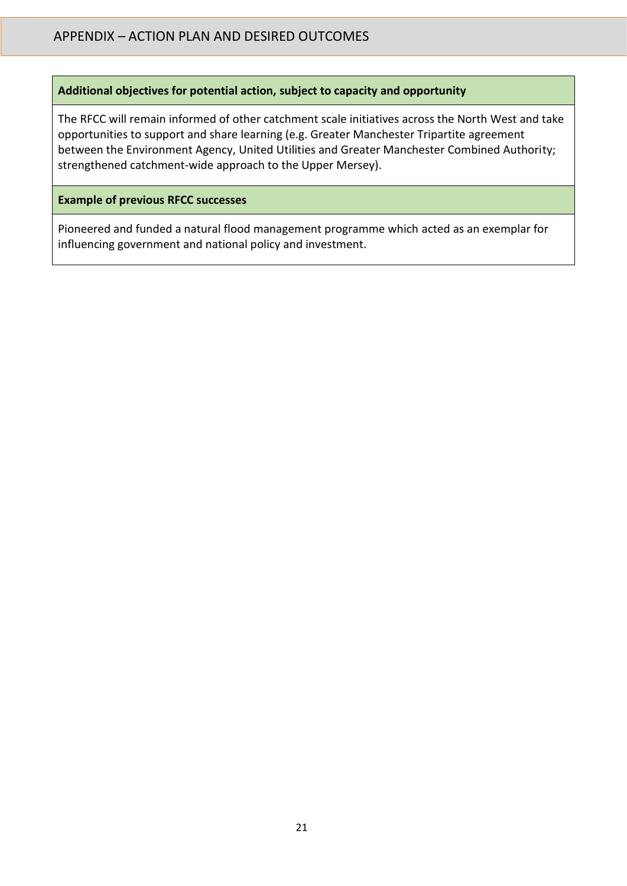**Additional objectives for potential action, subject to capacity and opportunity**

The RFCC will remain informed of other catchment scale initiatives across the North West and take opportunities to support and share learning (e.g. Greater Manchester Tripartite agreement between the Environment Agency, United Utilities and Greater Manchester Combined Authority; strengthened catchment-wide approach to the Upper Mersey).

**Example of previous RFCC successes**

Pioneered and funded a natural flood management programme which acted as an exemplar for influencing government and national policy and investment.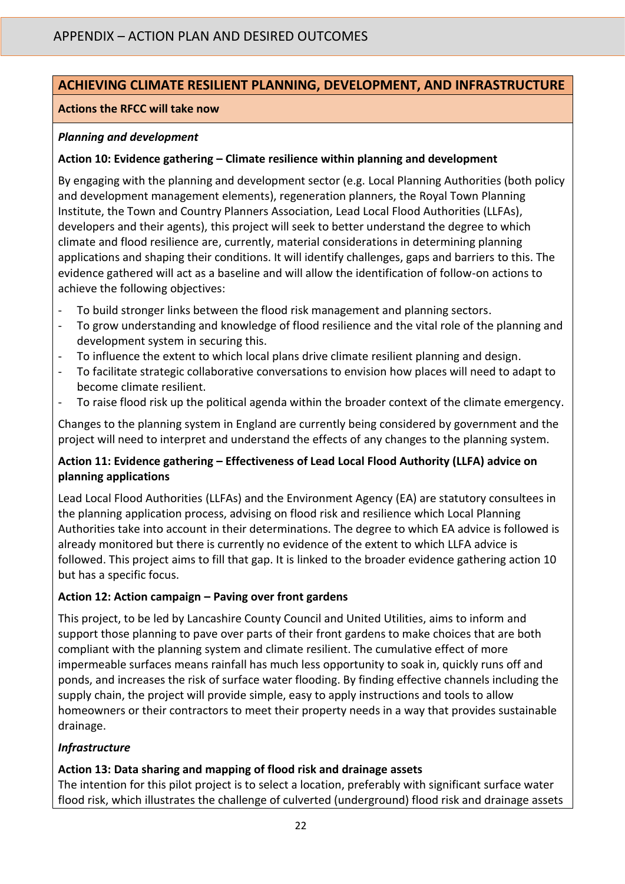# APPENDIX – ACTION PLAN AND DESIRED OUTCOMES

## ACHIEVING CLIMATE RESILIENT PLANNING, DEVELOPMENT, AND INFRASTRUCTURE

**Actions the RFCC will take now**

***Planning and development***

**Action 10: Evidence gathering – Climate resilience within planning and development**

By engaging with the planning and development sector (e.g. Local Planning Authorities (both policy and development management elements), regeneration planners, the Royal Town Planning Institute, the Town and Country Planners Association, Lead Local Flood Authorities (LLFAs), developers and their agents), this project will seek to better understand the degree to which climate and flood resilience are, currently, material considerations in determining planning applications and shaping their conditions. It will identify challenges, gaps and barriers to this. The evidence gathered will act as a baseline and will allow the identification of follow-on actions to achieve the following objectives:

- To build stronger links between the flood risk management and planning sectors.
- To grow understanding and knowledge of flood resilience and the vital role of the planning and development system in securing this.
- To influence the extent to which local plans drive climate resilient planning and design.
- To facilitate strategic collaborative conversations to envision how places will need to adapt to become climate resilient.
- To raise flood risk up the political agenda within the broader context of the climate emergency.

Changes to the planning system in England are currently being considered by government and the project will need to interpret and understand the effects of any changes to the planning system.

**Action 11: Evidence gathering – Effectiveness of Lead Local Flood Authority (LLFA) advice on planning applications**

Lead Local Flood Authorities (LLFAs) and the Environment Agency (EA) are statutory consultees in the planning application process, advising on flood risk and resilience which Local Planning Authorities take into account in their determinations. The degree to which EA advice is followed is already monitored but there is currently no evidence of the extent to which LLFA advice is followed. This project aims to fill that gap. It is linked to the broader evidence gathering action 10 but has a specific focus.

**Action 12: Action campaign – Paving over front gardens**

This project, to be led by Lancashire County Council and United Utilities, aims to inform and support those planning to pave over parts of their front gardens to make choices that are both compliant with the planning system and climate resilient. The cumulative effect of more impermeable surfaces means rainfall has much less opportunity to soak in, quickly runs off and ponds, and increases the risk of surface water flooding. By finding effective channels including the supply chain, the project will provide simple, easy to apply instructions and tools to allow homeowners or their contractors to meet their property needs in a way that provides sustainable drainage.

***Infrastructure***

**Action 13: Data sharing and mapping of flood risk and drainage assets**

The intention for this pilot project is to select a location, preferably with significant surface water flood risk, which illustrates the challenge of culverted (underground) flood risk and drainage assets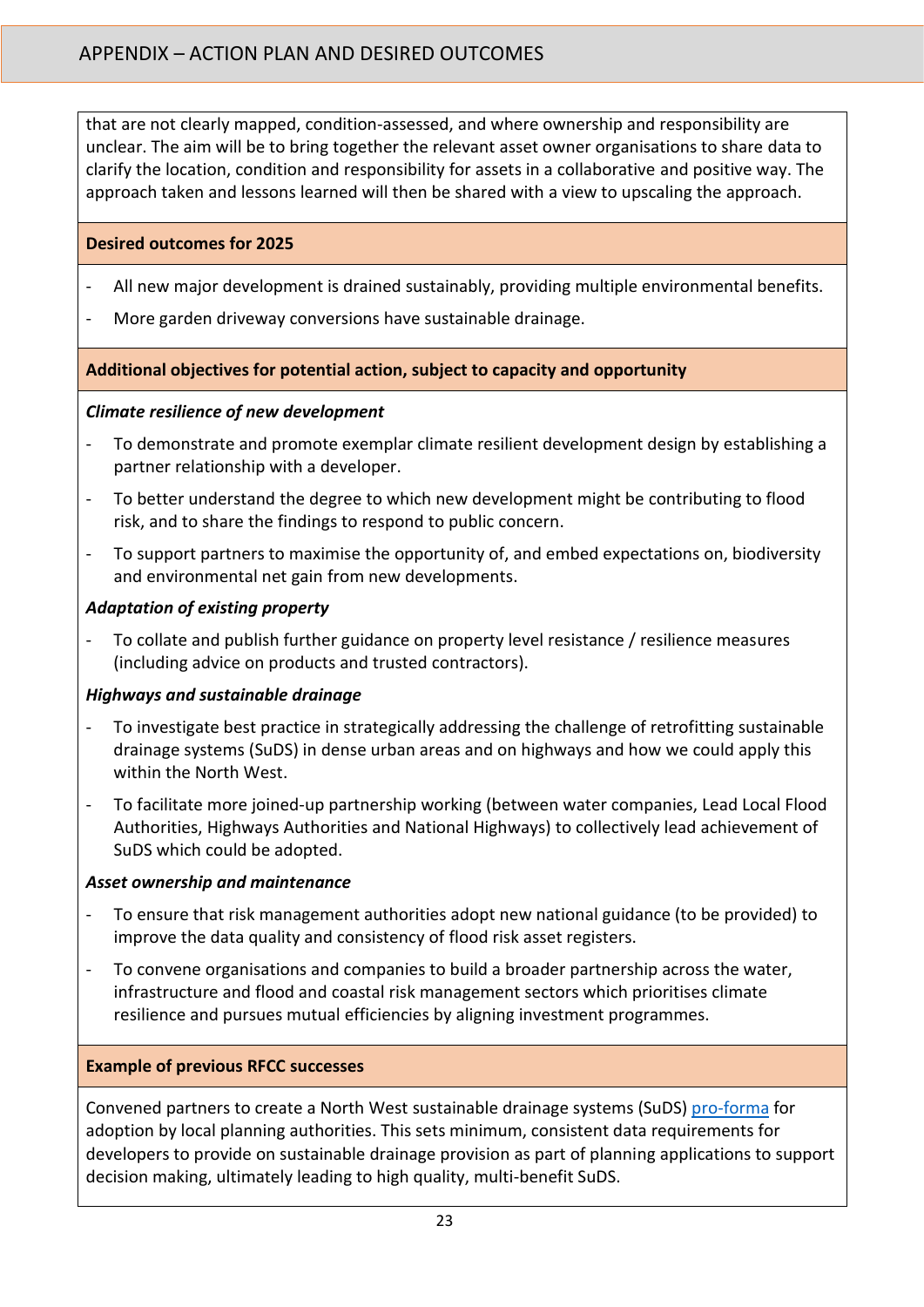that are not clearly mapped, condition-assessed, and where ownership and responsibility are unclear. The aim will be to bring together the relevant asset owner organisations to share data to clarify the location, condition and responsibility for assets in a collaborative and positive way. The approach taken and lessons learned will then be shared with a view to upscaling the approach.

**Desired outcomes for 2025**

- All new major development is drained sustainably, providing multiple environmental benefits.
- More garden driveway conversions have sustainable drainage.

**Additional objectives for potential action, subject to capacity and opportunity**

***Climate resilience of new development***

- To demonstrate and promote exemplar climate resilient development design by establishing a partner relationship with a developer.
- To better understand the degree to which new development might be contributing to flood risk, and to share the findings to respond to public concern.
- To support partners to maximise the opportunity of, and embed expectations on, biodiversity and environmental net gain from new developments.

***Adaptation of existing property***

- To collate and publish further guidance on property level resistance / resilience measures (including advice on products and trusted contractors).

***Highways and sustainable drainage***

- To investigate best practice in strategically addressing the challenge of retrofitting sustainable drainage systems (SuDS) in dense urban areas and on highways and how we could apply this within the North West.
- To facilitate more joined-up partnership working (between water companies, Lead Local Flood Authorities, Highways Authorities and National Highways) to collectively lead achievement of SuDS which could be adopted.

***Asset ownership and maintenance***

- To ensure that risk management authorities adopt new national guidance (to be provided) to improve the data quality and consistency of flood risk asset registers.
- To convene organisations and companies to build a broader partnership across the water, infrastructure and flood and coastal risk management sectors which prioritises climate resilience and pursues mutual efficiencies by aligning investment programmes.

**Example of previous RFCC successes**

Convened partners to create a North West sustainable drainage systems (SuDS) pro-forma for adoption by local planning authorities. This sets minimum, consistent data requirements for developers to provide on sustainable drainage provision as part of planning applications to support decision making, ultimately leading to high quality, multi-benefit SuDS.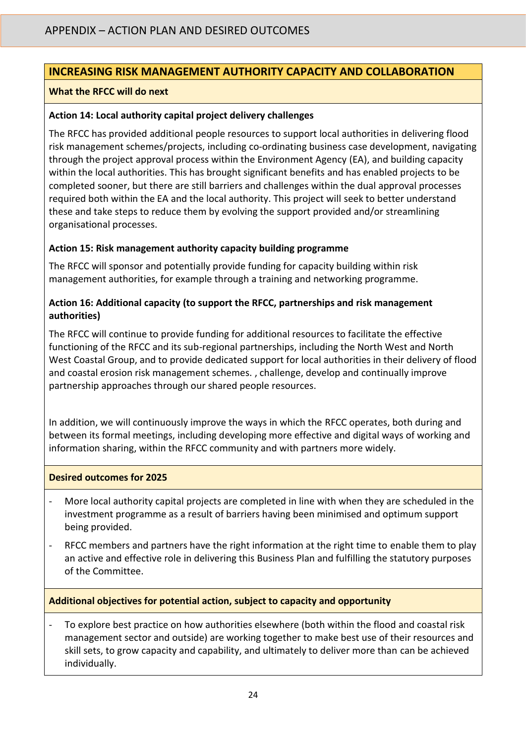## APPENDIX – ACTION PLAN AND DESIRED OUTCOMES

### INCREASING RISK MANAGEMENT AUTHORITY CAPACITY AND COLLABORATION

**What the RFCC will do next**

**Action 14: Local authority capital project delivery challenges**

The RFCC has provided additional people resources to support local authorities in delivering flood risk management schemes/projects, including co-ordinating business case development, navigating through the project approval process within the Environment Agency (EA), and building capacity within the local authorities. This has brought significant benefits and has enabled projects to be completed sooner, but there are still barriers and challenges within the dual approval processes required both within the EA and the local authority. This project will seek to better understand these and take steps to reduce them by evolving the support provided and/or streamlining organisational processes.

**Action 15: Risk management authority capacity building programme**

The RFCC will sponsor and potentially provide funding for capacity building within risk management authorities, for example through a training and networking programme.

**Action 16: Additional capacity (to support the RFCC, partnerships and risk management authorities)**

The RFCC will continue to provide funding for additional resources to facilitate the effective functioning of the RFCC and its sub-regional partnerships, including the North West and North West Coastal Group, and to provide dedicated support for local authorities in their delivery of flood and coastal erosion risk management schemes. , challenge, develop and continually improve partnership approaches through our shared people resources.

In addition, we will continuously improve the ways in which the RFCC operates, both during and between its formal meetings, including developing more effective and digital ways of working and information sharing, within the RFCC community and with partners more widely.

**Desired outcomes for 2025**

- More local authority capital projects are completed in line with when they are scheduled in the investment programme as a result of barriers having been minimised and optimum support being provided.
- RFCC members and partners have the right information at the right time to enable them to play an active and effective role in delivering this Business Plan and fulfilling the statutory purposes of the Committee.

**Additional objectives for potential action, subject to capacity and opportunity**

- To explore best practice on how authorities elsewhere (both within the flood and coastal risk management sector and outside) are working together to make best use of their resources and skill sets, to grow capacity and capability, and ultimately to deliver more than can be achieved individually.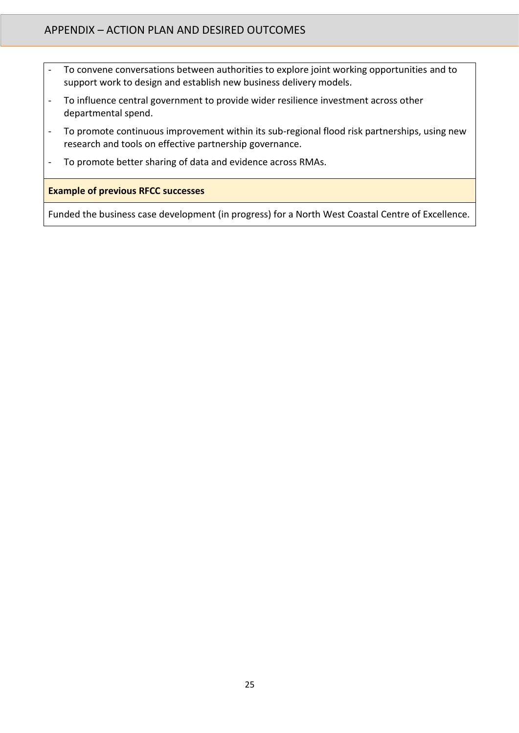## APPENDIX – ACTION PLAN AND DESIRED OUTCOMES

- To convene conversations between authorities to explore joint working opportunities and to support work to design and establish new business delivery models.
- To influence central government to provide wider resilience investment across other departmental spend.
- To promote continuous improvement within its sub-regional flood risk partnerships, using new research and tools on effective partnership governance.
- To promote better sharing of data and evidence across RMAs.

**Example of previous RFCC successes**

Funded the business case development (in progress) for a North West Coastal Centre of Excellence.